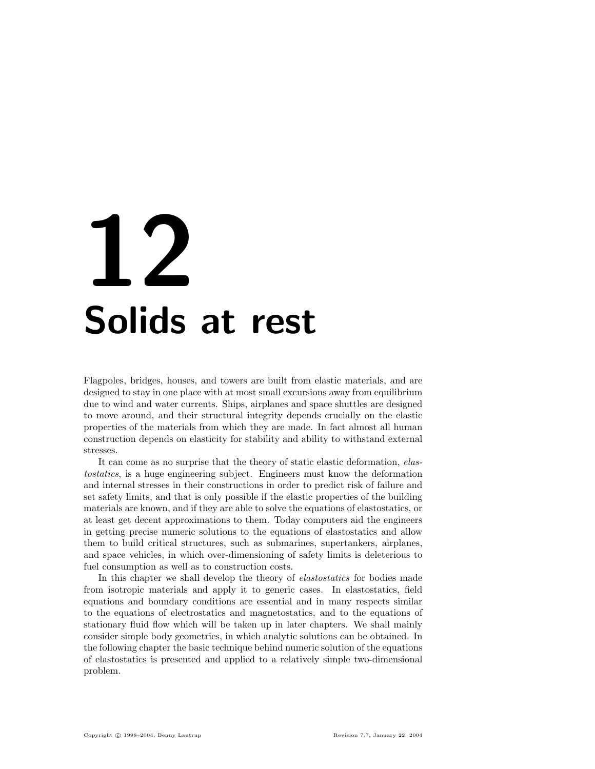# 12 Solids at rest

Flagpoles, bridges, houses, and towers are built from elastic materials, and are designed to stay in one place with at most small excursions away from equilibrium due to wind and water currents. Ships, airplanes and space shuttles are designed to move around, and their structural integrity depends crucially on the elastic properties of the materials from which they are made. In fact almost all human construction depends on elasticity for stability and ability to withstand external stresses.

It can come as no surprise that the theory of static elastic deformation, *elastostatics*, is a huge engineering subject. Engineers must know the deformation and internal stresses in their constructions in order to predict risk of failure and set safety limits, and that is only possible if the elastic properties of the building materials are known, and if they are able to solve the equations of elastostatics, or at least get decent approximations to them. Today computers aid the engineers in getting precise numeric solutions to the equations of elastostatics and allow them to build critical structures, such as submarines, supertankers, airplanes, and space vehicles, in which over-dimensioning of safety limits is deleterious to fuel consumption as well as to construction costs.

In this chapter we shall develop the theory of *elastostatics* for bodies made from isotropic materials and apply it to generic cases. In elastostatics, field equations and boundary conditions are essential and in many respects similar to the equations of electrostatics and magnetostatics, and to the equations of stationary fluid flow which will be taken up in later chapters. We shall mainly consider simple body geometries, in which analytic solutions can be obtained. In the following chapter the basic technique behind numeric solution of the equations of elastostatics is presented and applied to a relatively simple two-dimensional problem.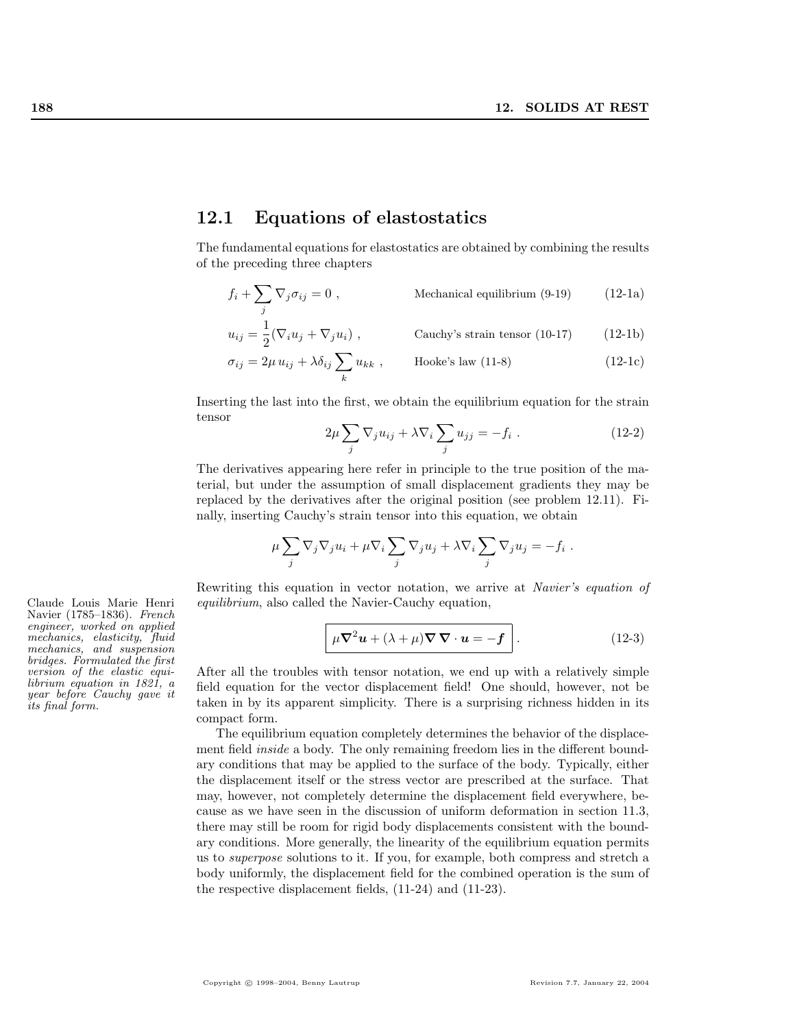## 12.1 Equations of elastostatics

The fundamental equations for elastostatics are obtained by combining the results of the preceding three chapters

$$f_i + \sum_j \nabla_j \sigma_{ij} = 0 \;, \qquad \text{Mechanical equilibrium (9-19)} \qquad \text{(12-1a)}$$

$$u_{ij} = \frac{1}{2}(\nabla_i u_j + \nabla_j u_i) \;, \qquad \text{Cauchy's strain tensor (10-17)} \qquad \text{(12-1b)}$$

$$\sigma_{ij} = 2\mu\, u_{ij} + \lambda \delta_{ij} \sum_k u_{kk} \;, \qquad \text{Hooke's law (11-8)} \qquad \text{(12-1c)}$$

Inserting the last into the first, we obtain the equilibrium equation for the strain tensor

$$2\mu \sum_j \nabla_j u_{ij} + \lambda \nabla_i \sum_j u_{jj} = -f_i \;. \qquad \text{(12-2)}$$

The derivatives appearing here refer in principle to the true position of the material, but under the assumption of small displacement gradients they may be replaced by the derivatives after the original position (see problem 12.11). Finally, inserting Cauchy's strain tensor into this equation, we obtain

$$\mu \sum_j \nabla_j \nabla_j u_i + \mu \nabla_i \sum_j \nabla_j u_j + \lambda \nabla_i \sum_j \nabla_j u_j = -f_i \;.$$

Rewriting this equation in vector notation, we arrive at *Navier's equation of equilibrium*, also called the Navier-Cauchy equation,

$$\boxed{\mu \boldsymbol{\nabla}^2 \boldsymbol{u} + (\lambda + \mu) \boldsymbol{\nabla}\, \boldsymbol{\nabla} \cdot \boldsymbol{u} = -\boldsymbol{f}} \;. \qquad \text{(12-3)}$$

Claude Louis Marie Henri Navier (1785–1836). *French engineer, worked on applied mechanics, elasticity, fluid mechanics, and suspension bridges. Formulated the first version of the elastic equilibrium equation in 1821, a year before Cauchy gave it its final form.*

After all the troubles with tensor notation, we end up with a relatively simple field equation for the vector displacement field! One should, however, not be taken in by its apparent simplicity. There is a surprising richness hidden in its compact form.

The equilibrium equation completely determines the behavior of the displacement field *inside* a body. The only remaining freedom lies in the different boundary conditions that may be applied to the surface of the body. Typically, either the displacement itself or the stress vector are prescribed at the surface. That may, however, not completely determine the displacement field everywhere, because as we have seen in the discussion of uniform deformation in section 11.3, there may still be room for rigid body displacements consistent with the boundary conditions. More generally, the linearity of the equilibrium equation permits us to *superpose* solutions to it. If you, for example, both compress and stretch a body uniformly, the displacement field for the combined operation is the sum of the respective displacement fields, (11-24) and (11-23).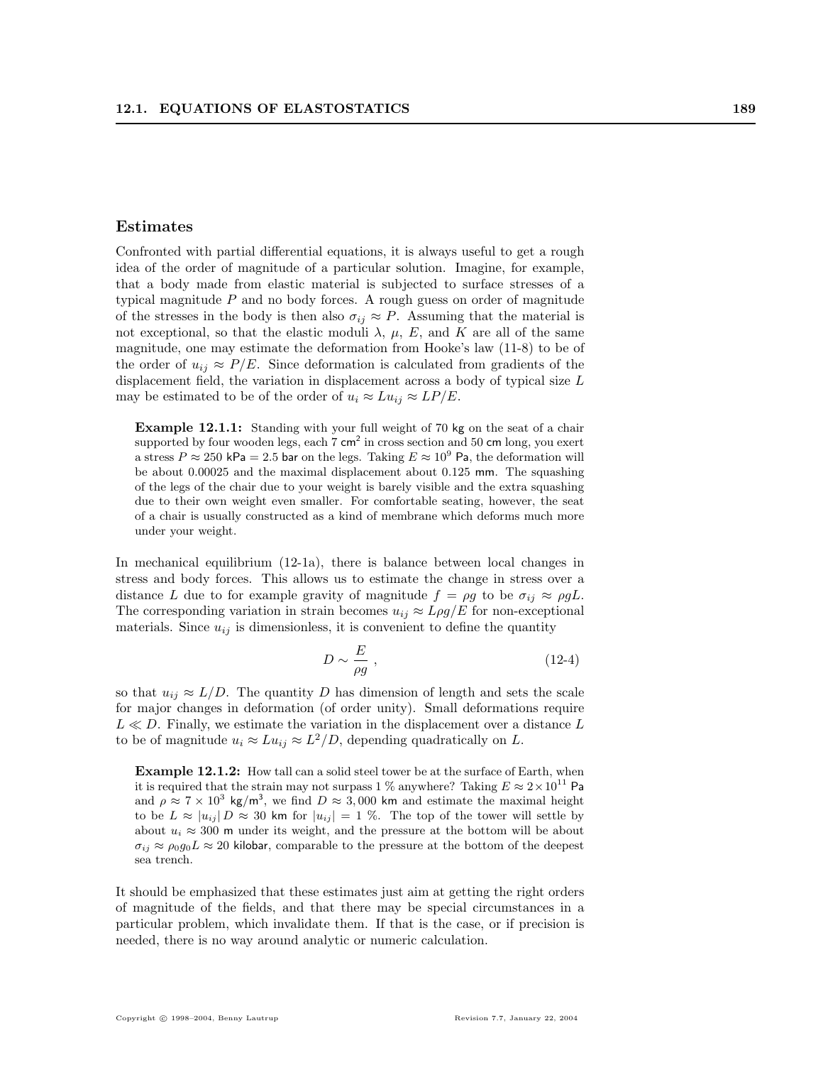### Estimates

Confronted with partial differential equations, it is always useful to get a rough idea of the order of magnitude of a particular solution. Imagine, for example, that a body made from elastic material is subjected to surface stresses of a typical magnitude $P$ and no body forces. A rough guess on order of magnitude of the stresses in the body is then also $\sigma_{ij} \approx P$. Assuming that the material is not exceptional, so that the elastic moduli $\lambda$, $\mu$, $E$, and $K$ are all of the same magnitude, one may estimate the deformation from Hooke's law (11-8) to be of the order of $u_{ij} \approx P/E$. Since deformation is calculated from gradients of the displacement field, the variation in displacement across a body of typical size $L$ may be estimated to be of the order of $u_i \approx L u_{ij} \approx LP/E$.

> **Example 12.1.1:** Standing with your full weight of 70 kg on the seat of a chair supported by four wooden legs, each 7 $\text{cm}^2$ in cross section and 50 cm long, you exert a stress $P \approx 250$ kPa $= 2.5$ bar on the legs. Taking $E \approx 10^9$ Pa, the deformation will be about 0.00025 and the maximal displacement about 0.125 mm. The squashing of the legs of the chair due to your weight is barely visible and the extra squashing due to their own weight even smaller. For comfortable seating, however, the seat of a chair is usually constructed as a kind of membrane which deforms much more under your weight.

In mechanical equilibrium (12-1a), there is balance between local changes in stress and body forces. This allows us to estimate the change in stress over a distance $L$ due to for example gravity of magnitude $f = \rho g$ to be $\sigma_{ij} \approx \rho g L$. The corresponding variation in strain becomes $u_{ij} \approx L\rho g/E$ for non-exceptional materials. Since $u_{ij}$ is dimensionless, it is convenient to define the quantity

$$D \sim \frac{E}{\rho g} \;, \tag{12-4}$$

so that $u_{ij} \approx L/D$. The quantity $D$ has dimension of length and sets the scale for major changes in deformation (of order unity). Small deformations require $L \ll D$. Finally, we estimate the variation in the displacement over a distance $L$ to be of magnitude $u_i \approx L u_{ij} \approx L^2/D$, depending quadratically on $L$.

> **Example 12.1.2:** How tall can a solid steel tower be at the surface of Earth, when it is required that the strain may not surpass 1 % anywhere? Taking $E \approx 2 \times 10^{11}$ Pa and $\rho \approx 7 \times 10^3$ $\text{kg/m}^3$, we find $D \approx 3{,}000$ km and estimate the maximal height to be $L \approx |u_{ij}|\, D \approx 30$ km for $|u_{ij}| = 1$ %. The top of the tower will settle by about $u_i \approx 300$ m under its weight, and the pressure at the bottom will be about $\sigma_{ij} \approx \rho_0 g_0 L \approx 20$ kilobar, comparable to the pressure at the bottom of the deepest sea trench.

It should be emphasized that these estimates just aim at getting the right orders of magnitude of the fields, and that there may be special circumstances in a particular problem, which invalidate them. If that is the case, or if precision is needed, there is no way around analytic or numeric calculation.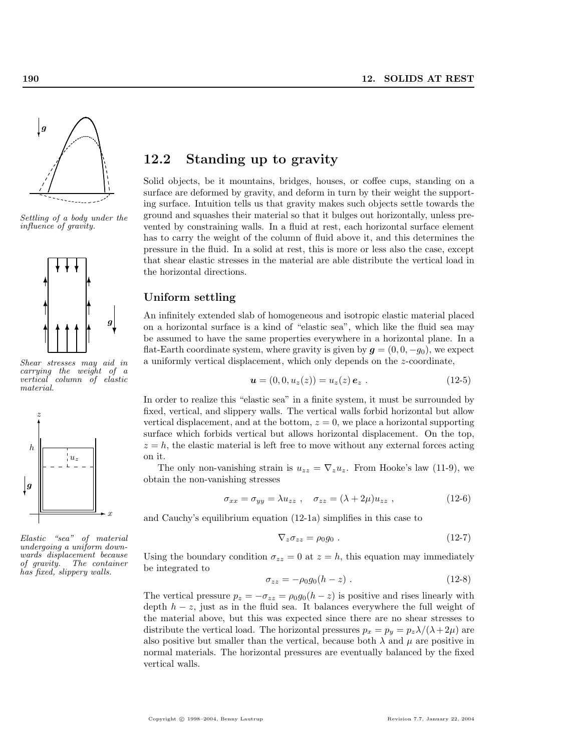## 12.2 Standing up to gravity

Solid objects, be it mountains, bridges, houses, or coffee cups, standing on a surface are deformed by gravity, and deform in turn by their weight the supporting surface. Intuition tells us that gravity makes such objects settle towards the ground and squashes their material so that it bulges out horizontally, unless prevented by constraining walls. In a fluid at rest, each horizontal surface element has to carry the weight of the column of fluid above it, and this determines the pressure in the fluid. In a solid at rest, this is more or less also the case, except that shear elastic stresses in the material are able distribute the vertical load in the horizontal directions.

*Settling of a body under the influence of gravity.*

*Shear stresses may aid in carrying the weight of a vertical column of elastic material.*

### Uniform settling

An infinitely extended slab of homogeneous and isotropic elastic material placed on a horizontal surface is a kind of "elastic sea", which like the fluid sea may be assumed to have the same properties everywhere in a horizontal plane. In a flat-Earth coordinate system, where gravity is given by $\boldsymbol{g} = (0, 0, -g_0)$, we expect a uniformly vertical displacement, which only depends on the $z$-coordinate,

$$\boldsymbol{u} = (0, 0, u_z(z)) = u_z(z)\, \boldsymbol{e}_z \; . \tag{12-5}$$

In order to realize this "elastic sea" in a finite system, it must be surrounded by fixed, vertical, and slippery walls. The vertical walls forbid horizontal but allow vertical displacement, and at the bottom, $z = 0$, we place a horizontal supporting surface which forbids vertical but allows horizontal displacement. On the top, $z = h$, the elastic material is left free to move without any external forces acting on it.

*Elastic "sea" of material undergoing a uniform downwards displacement because of gravity. The container has fixed, slippery walls.*

The only non-vanishing strain is $u_{zz} = \nabla_z u_z$. From Hooke's law (11-9), we obtain the non-vanishing stresses

$$\sigma_{xx} = \sigma_{yy} = \lambda u_{zz} \; , \quad \sigma_{zz} = (\lambda + 2\mu) u_{zz} \; , \tag{12-6}$$

and Cauchy's equilibrium equation (12-1a) simplifies in this case to

$$\nabla_z \sigma_{zz} = \rho_0 g_0 \; . \tag{12-7}$$

Using the boundary condition $\sigma_{zz} = 0$ at $z = h$, this equation may immediately be integrated to

$$\sigma_{zz} = -\rho_0 g_0 (h - z) \; . \tag{12-8}$$

The vertical pressure $p_z = -\sigma_{zz} = \rho_0 g_0 (h - z)$ is positive and rises linearly with depth $h - z$, just as in the fluid sea. It balances everywhere the full weight of the material above, but this was expected since there are no shear stresses to distribute the vertical load. The horizontal pressures $p_x = p_y = p_z \lambda / (\lambda + 2\mu)$ are also positive but smaller than the vertical, because both $\lambda$ and $\mu$ are positive in normal materials. The horizontal pressures are eventually balanced by the fixed vertical walls.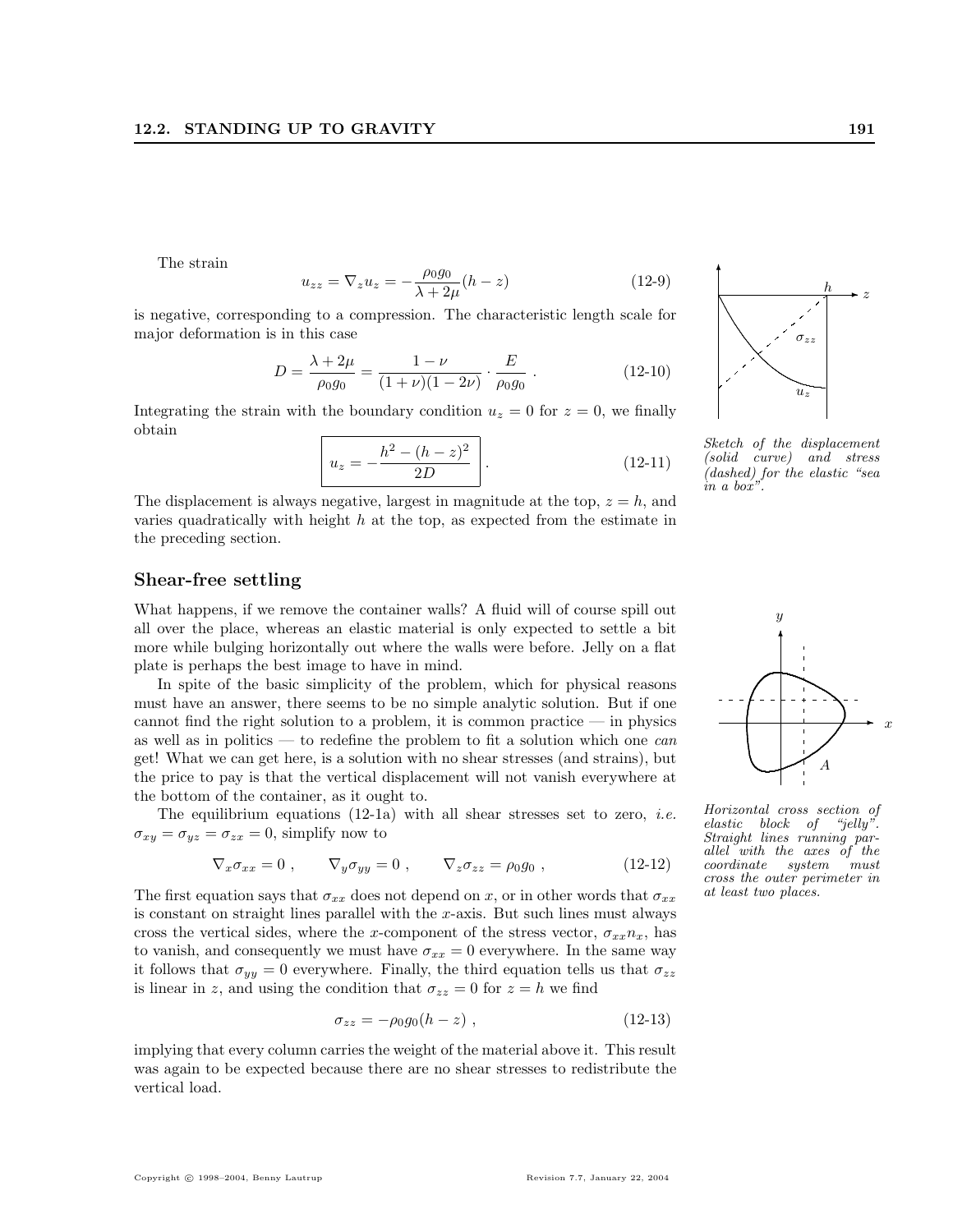The strain

$$u_{zz} = \nabla_z u_z = -\frac{\rho_0 g_0}{\lambda + 2\mu}(h - z) \tag{12-9}$$

is negative, corresponding to a compression. The characteristic length scale for major deformation is in this case

$$D = \frac{\lambda + 2\mu}{\rho_0 g_0} = \frac{1-\nu}{(1+\nu)(1-2\nu)} \cdot \frac{E}{\rho_0 g_0} \ . \tag{12-10}$$

Integrating the strain with the boundary condition $u_z = 0$ for $z = 0$, we finally obtain

$$\boxed{u_z = -\frac{h^2 - (h-z)^2}{2D}} \ . \tag{12-11}$$

*Sketch of the displacement (solid curve) and stress (dashed) for the elastic "sea in a box".*

The displacement is always negative, largest in magnitude at the top, $z = h$, and varies quadratically with height $h$ at the top, as expected from the estimate in the preceding section.

## Shear-free settling

What happens, if we remove the container walls? A fluid will of course spill out all over the place, whereas an elastic material is only expected to settle a bit more while bulging horizontally out where the walls were before. Jelly on a flat plate is perhaps the best image to have in mind.

In spite of the basic simplicity of the problem, which for physical reasons must have an answer, there seems to be no simple analytic solution. But if one cannot find the right solution to a problem, it is common practice — in physics as well as in politics — to redefine the problem to fit a solution which one *can* get! What we can get here, is a solution with no shear stresses (and strains), but the price to pay is that the vertical displacement will not vanish everywhere at the bottom of the container, as it ought to.

*Horizontal cross section of elastic block of "jelly". Straight lines running parallel with the axes of the coordinate system must cross the outer perimeter in at least two places.*

The equilibrium equations (12-1a) with all shear stresses set to zero, *i.e.* $\sigma_{xy} = \sigma_{yz} = \sigma_{zx} = 0$, simplify now to

$$\nabla_x \sigma_{xx} = 0 \ , \qquad \nabla_y \sigma_{yy} = 0 \ , \qquad \nabla_z \sigma_{zz} = \rho_0 g_0 \ , \tag{12-12}$$

The first equation says that $\sigma_{xx}$ does not depend on $x$, or in other words that $\sigma_{xx}$ is constant on straight lines parallel with the $x$-axis. But such lines must always cross the vertical sides, where the $x$-component of the stress vector, $\sigma_{xx} n_x$, has to vanish, and consequently we must have $\sigma_{xx} = 0$ everywhere. In the same way it follows that $\sigma_{yy} = 0$ everywhere. Finally, the third equation tells us that $\sigma_{zz}$ is linear in $z$, and using the condition that $\sigma_{zz} = 0$ for $z = h$ we find

$$\sigma_{zz} = -\rho_0 g_0 (h - z) \ , \tag{12-13}$$

implying that every column carries the weight of the material above it. This result was again to be expected because there are no shear stresses to redistribute the vertical load.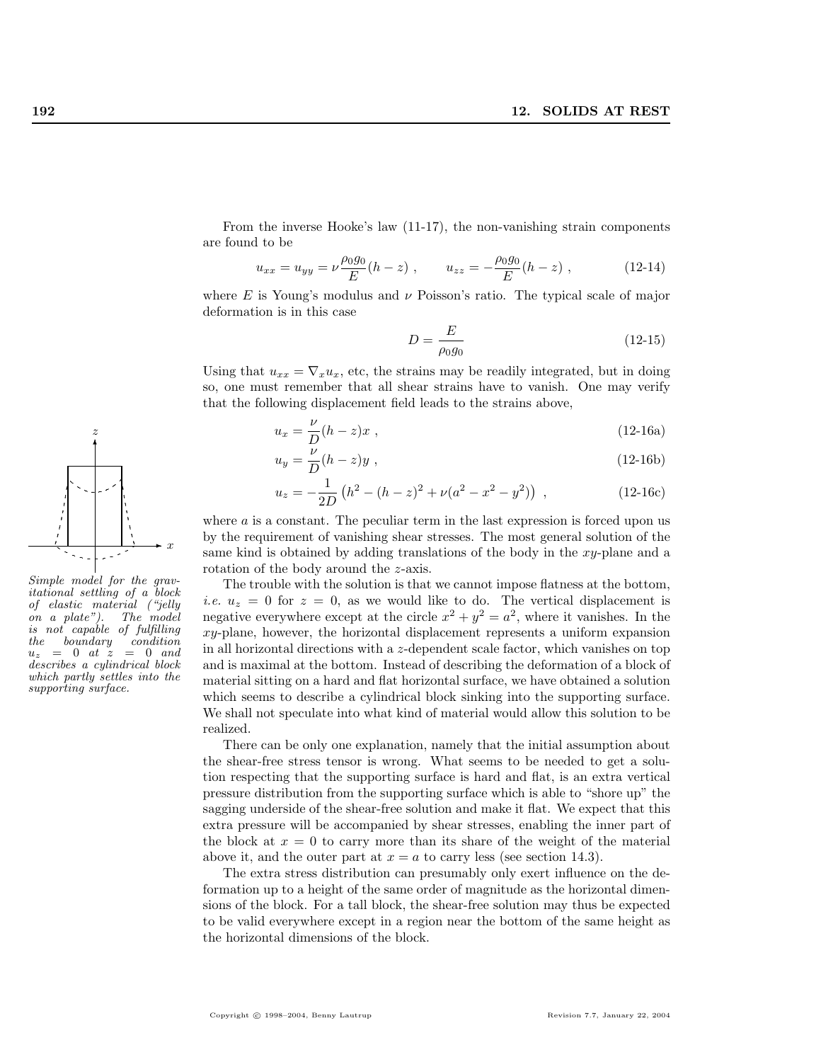From the inverse Hooke's law (11-17), the non-vanishing strain components are found to be

$$u_{xx} = u_{yy} = \nu \frac{\rho_0 g_0}{E}(h - z) \; , \qquad u_{zz} = -\frac{\rho_0 g_0}{E}(h - z) \; , \tag{12-14}$$

where $E$ is Young's modulus and $\nu$ Poisson's ratio. The typical scale of major deformation is in this case

$$D = \frac{E}{\rho_0 g_0} \tag{12-15}$$

Using that $u_{xx} = \nabla_x u_x$, etc, the strains may be readily integrated, but in doing so, one must remember that all shear strains have to vanish. One may verify that the following displacement field leads to the strains above,

$$u_x = \frac{\nu}{D}(h - z)x \; , \tag{12-16a}$$

$$u_y = \frac{\nu}{D}(h - z)y \; , \tag{12-16b}$$

$$u_z = -\frac{1}{2D}\left(h^2 - (h - z)^2 + \nu(a^2 - x^2 - y^2)\right) \; , \tag{12-16c}$$

where $a$ is a constant. The peculiar term in the last expression is forced upon us by the requirement of vanishing shear stresses. The most general solution of the same kind is obtained by adding translations of the body in the $xy$-plane and a rotation of the body around the $z$-axis.

*Simple model for the gravitational settling of a block of elastic material ("jelly on a plate"). The model is not capable of fulfilling the boundary condition $u_z = 0$ at $z = 0$ and describes a cylindrical block which partly settles into the supporting surface.*

The trouble with the solution is that we cannot impose flatness at the bottom, *i.e.* $u_z = 0$ for $z = 0$, as we would like to do. The vertical displacement is negative everywhere except at the circle $x^2 + y^2 = a^2$, where it vanishes. In the $xy$-plane, however, the horizontal displacement represents a uniform expansion in all horizontal directions with a $z$-dependent scale factor, which vanishes on top and is maximal at the bottom. Instead of describing the deformation of a block of material sitting on a hard and flat horizontal surface, we have obtained a solution which seems to describe a cylindrical block sinking into the supporting surface. We shall not speculate into what kind of material would allow this solution to be realized.

There can be only one explanation, namely that the initial assumption about the shear-free stress tensor is wrong. What seems to be needed to get a solution respecting that the supporting surface is hard and flat, is an extra vertical pressure distribution from the supporting surface which is able to "shore up" the sagging underside of the shear-free solution and make it flat. We expect that this extra pressure will be accompanied by shear stresses, enabling the inner part of the block at $x = 0$ to carry more than its share of the weight of the material above it, and the outer part at $x = a$ to carry less (see section 14.3).

The extra stress distribution can presumably only exert influence on the deformation up to a height of the same order of magnitude as the horizontal dimensions of the block. For a tall block, the shear-free solution may thus be expected to be valid everywhere except in a region near the bottom of the same height as the horizontal dimensions of the block.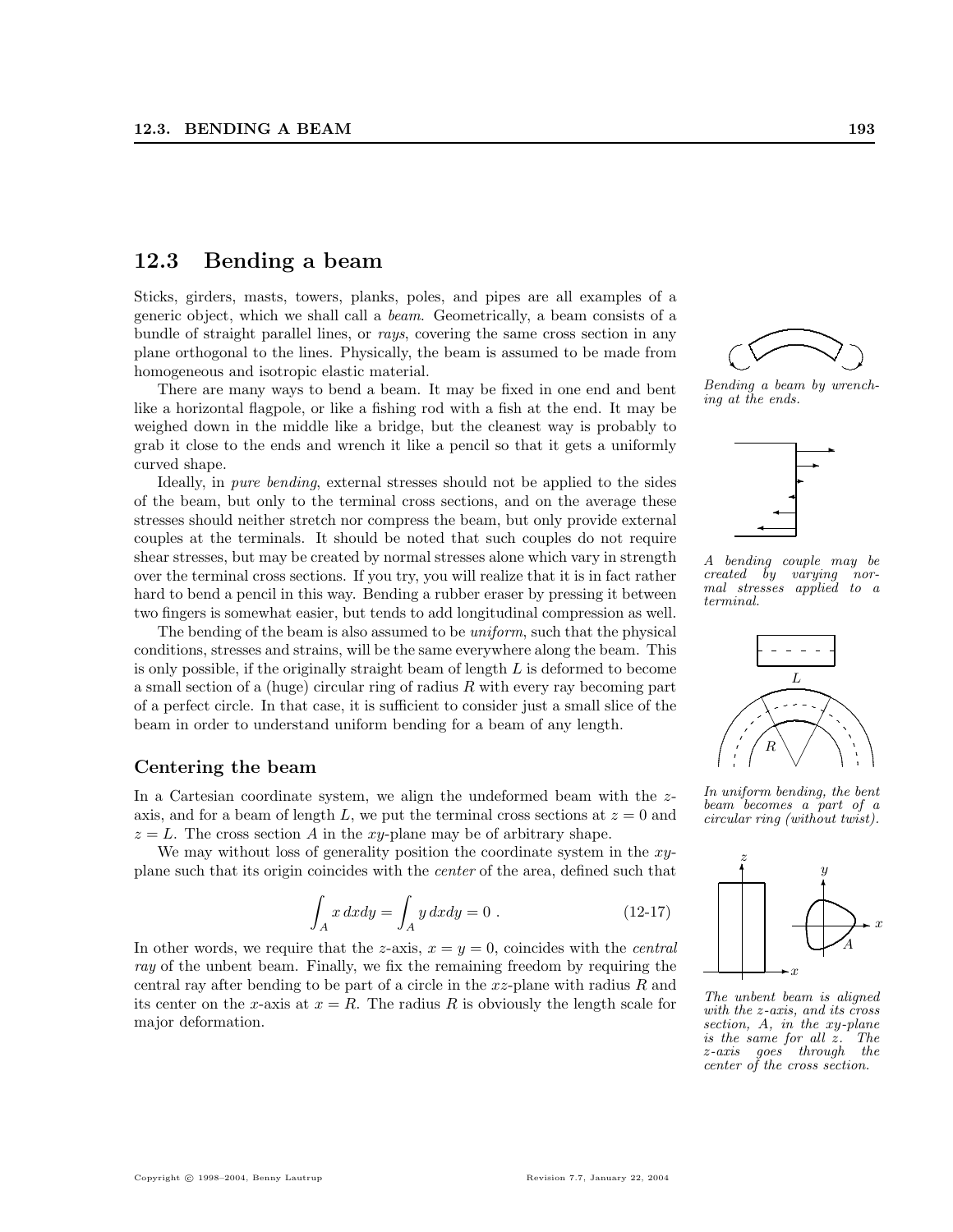## 12.3 Bending a beam

Sticks, girders, masts, towers, planks, poles, and pipes are all examples of a generic object, which we shall call a *beam*. Geometrically, a beam consists of a bundle of straight parallel lines, or *rays*, covering the same cross section in any plane orthogonal to the lines. Physically, the beam is assumed to be made from homogeneous and isotropic elastic material.

There are many ways to bend a beam. It may be fixed in one end and bent like a horizontal flagpole, or like a fishing rod with a fish at the end. It may be weighed down in the middle like a bridge, but the cleanest way is probably to grab it close to the ends and wrench it like a pencil so that it gets a uniformly curved shape.

*Bending a beam by wrenching at the ends.*

Ideally, in *pure bending*, external stresses should not be applied to the sides of the beam, but only to the terminal cross sections, and on the average these stresses should neither stretch nor compress the beam, but only provide external couples at the terminals. It should be noted that such couples do not require shear stresses, but may be created by normal stresses alone which vary in strength over the terminal cross sections. If you try, you will realize that it is in fact rather hard to bend a pencil in this way. Bending a rubber eraser by pressing it between two fingers is somewhat easier, but tends to add longitudinal compression as well.

*A bending couple may be created by varying normal stresses applied to a terminal.*

The bending of the beam is also assumed to be *uniform*, such that the physical conditions, stresses and strains, will be the same everywhere along the beam. This is only possible, if the originally straight beam of length $L$ is deformed to become a small section of a (huge) circular ring of radius $R$ with every ray becoming part of a perfect circle. In that case, it is sufficient to consider just a small slice of the beam in order to understand uniform bending for a beam of any length.

*In uniform bending, the bent beam becomes a part of a circular ring (without twist).*

### Centering the beam

In a Cartesian coordinate system, we align the undeformed beam with the $z$-axis, and for a beam of length $L$, we put the terminal cross sections at $z = 0$ and $z = L$. The cross section $A$ in the $xy$-plane may be of arbitrary shape.

We may without loss of generality position the coordinate system in the $xy$-plane such that its origin coincides with the *center* of the area, defined such that

$$\int_A x \, dxdy = \int_A y \, dxdy = 0 \, . \tag{12-17}$$

In other words, we require that the $z$-axis, $x = y = 0$, coincides with the *central ray* of the unbent beam. Finally, we fix the remaining freedom by requiring the central ray after bending to be part of a circle in the $xz$-plane with radius $R$ and its center on the $x$-axis at $x = R$. The radius $R$ is obviously the length scale for major deformation.

*The unbent beam is aligned with the $z$-axis, and its cross section, $A$, in the $xy$-plane is the same for all $z$. The $z$-axis goes through the center of the cross section.*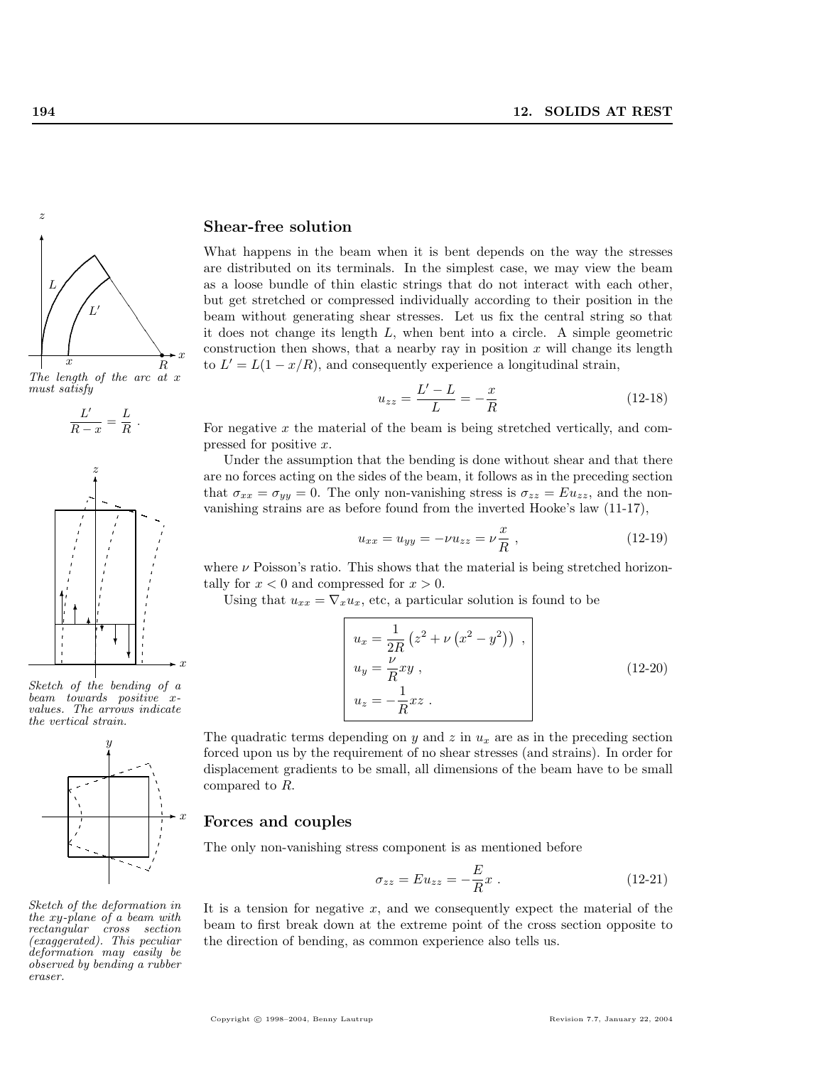## Shear-free solution

What happens in the beam when it is bent depends on the way the stresses are distributed on its terminals. In the simplest case, we may view the beam as a loose bundle of thin elastic strings that do not interact with each other, but get stretched or compressed individually according to their position in the beam without generating shear stresses. Let us fix the central string so that it does not change its length $L$, when bent into a circle. A simple geometric construction then shows, that a nearby ray in position $x$ will change its length to $L' = L(1 - x/R)$, and consequently experience a longitudinal strain,

$$u_{zz} = \frac{L' - L}{L} = -\frac{x}{R} \tag{12-18}$$

For negative $x$ the material of the beam is being stretched vertically, and compressed for positive $x$.

Under the assumption that the bending is done without shear and that there are no forces acting on the sides of the beam, it follows as in the preceding section that $\sigma_{xx} = \sigma_{yy} = 0$. The only non-vanishing stress is $\sigma_{zz} = Eu_{zz}$, and the non-vanishing strains are as before found from the inverted Hooke's law (11-17),

$$u_{xx} = u_{yy} = -\nu u_{zz} = \nu \frac{x}{R} \ , \tag{12-19}$$

where $\nu$ Poisson's ratio. This shows that the material is being stretched horizontally for $x < 0$ and compressed for $x > 0$.

Using that $u_{xx} = \nabla_x u_x$, etc, a particular solution is found to be

$$\begin{aligned} u_x &= \frac{1}{2R}\left(z^2 + \nu\left(x^2 - y^2\right)\right) \ , \\ u_y &= \frac{\nu}{R} xy \ , \\ u_z &= -\frac{1}{R} xz \ . \end{aligned} \tag{12-20}$$

The quadratic terms depending on $y$ and $z$ in $u_x$ are as in the preceding section forced upon us by the requirement of no shear stresses (and strains). In order for displacement gradients to be small, all dimensions of the beam have to be small compared to $R$.

*The length of the arc at $x$ must satisfy*

$$\frac{L'}{R - x} = \frac{L}{R} \ .$$

*Sketch of the bending of a beam towards positive $x$-values. The arrows indicate the vertical strain.*

*Sketch of the deformation in the $xy$-plane of a beam with rectangular cross section (exaggerated). This peculiar deformation may easily be observed by bending a rubber eraser.*

## Forces and couples

The only non-vanishing stress component is as mentioned before

$$\sigma_{zz} = Eu_{zz} = -\frac{E}{R} x \ . \tag{12-21}$$

It is a tension for negative $x$, and we consequently expect the material of the beam to first break down at the extreme point of the cross section opposite to the direction of bending, as common experience also tells us.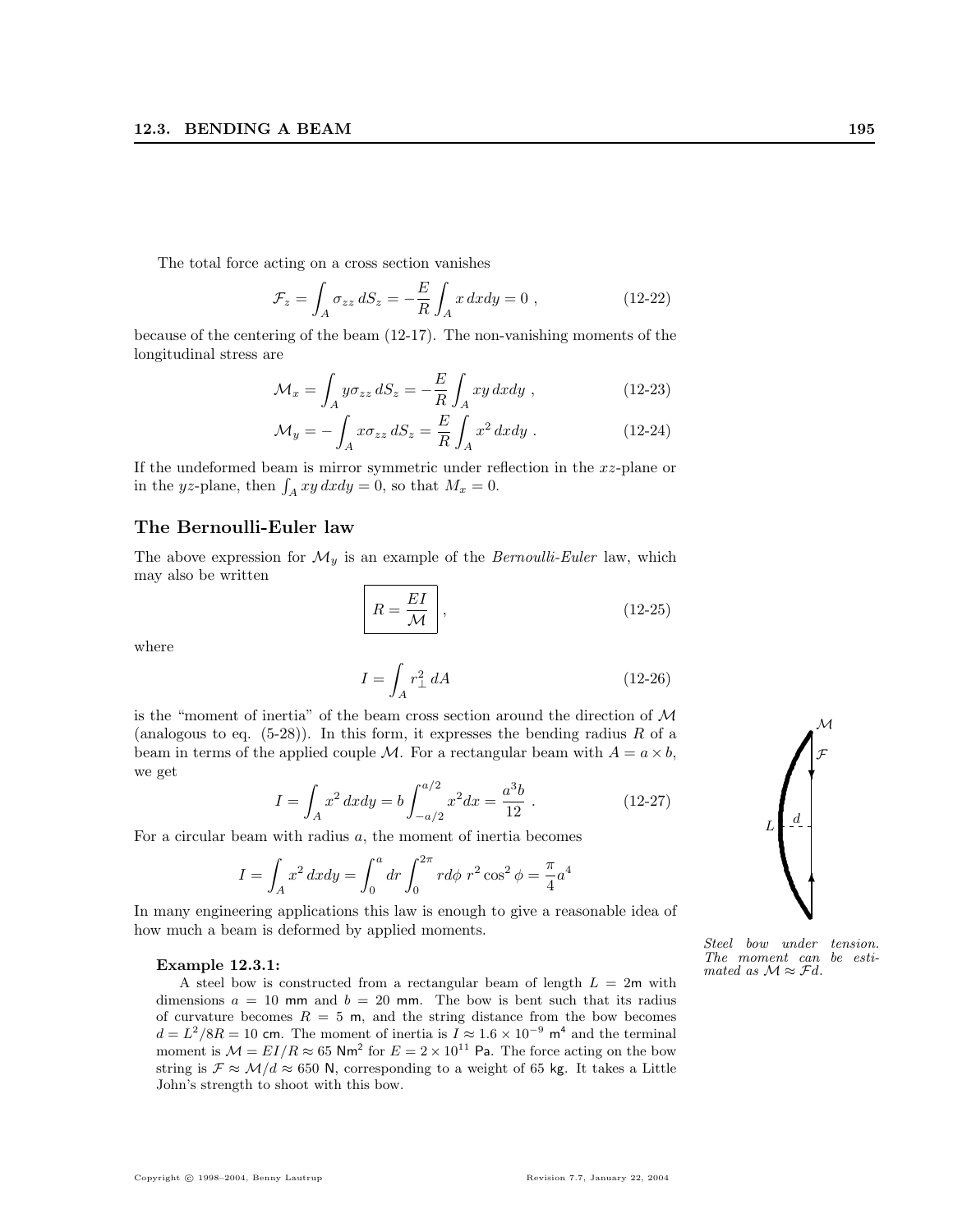The total force acting on a cross section vanishes

$$\mathcal{F}_z = \int_A \sigma_{zz}\, dS_z = -\frac{E}{R}\int_A x\, dxdy = 0 \ , \tag{12-22}$$

because of the centering of the beam (12-17). The non-vanishing moments of the longitudinal stress are

$$\mathcal{M}_x = \int_A y\sigma_{zz}\, dS_z = -\frac{E}{R}\int_A xy\, dxdy \ , \tag{12-23}$$

$$\mathcal{M}_y = -\int_A x\sigma_{zz}\, dS_z = \frac{E}{R}\int_A x^2\, dxdy \ . \tag{12-24}$$

If the undeformed beam is mirror symmetric under reflection in the $xz$-plane or in the $yz$-plane, then $\int_A xy\, dxdy = 0$, so that $M_x = 0$.

## The Bernoulli-Euler law

The above expression for $\mathcal{M}_y$ is an example of the *Bernoulli-Euler* law, which may also be written

$$\boxed{R = \frac{EI}{\mathcal{M}}} \ , \tag{12-25}$$

where

$$I = \int_A r_\perp^2\, dA \tag{12-26}$$

is the "moment of inertia" of the beam cross section around the direction of $\mathcal{M}$ (analogous to eq. (5-28)). In this form, it expresses the bending radius $R$ of a beam in terms of the applied couple $\mathcal{M}$. For a rectangular beam with $A = a \times b$, we get

$$I = \int_A x^2\, dxdy = b\int_{-a/2}^{a/2} x^2 dx = \frac{a^3 b}{12} \ . \tag{12-27}$$

For a circular beam with radius $a$, the moment of inertia becomes

$$I = \int_A x^2\, dxdy = \int_0^a dr \int_0^{2\pi} r d\phi\, r^2 \cos^2\phi = \frac{\pi}{4}a^4$$

In many engineering applications this law is enough to give a reasonable idea of how much a beam is deformed by applied moments.

$\mathcal{M}$

$\mathcal{F}$

$L$ $d$

*Steel bow under tension. The moment can be estimated as $\mathcal{M} \approx \mathcal{F}d$.*

**Example 12.3.1:**

A steel bow is constructed from a rectangular beam of length $L = 2$m with dimensions $a = 10$ mm and $b = 20$ mm. The bow is bent such that its radius of curvature becomes $R = 5$ m, and the string distance from the bow becomes $d = L^2/8R = 10$ cm. The moment of inertia is $I \approx 1.6 \times 10^{-9}$ m$^4$ and the terminal moment is $\mathcal{M} = EI/R \approx 65$ Nm$^2$ for $E = 2 \times 10^{11}$ Pa. The force acting on the bow string is $\mathcal{F} \approx \mathcal{M}/d \approx 650$ N, corresponding to a weight of 65 kg. It takes a Little John's strength to shoot with this bow.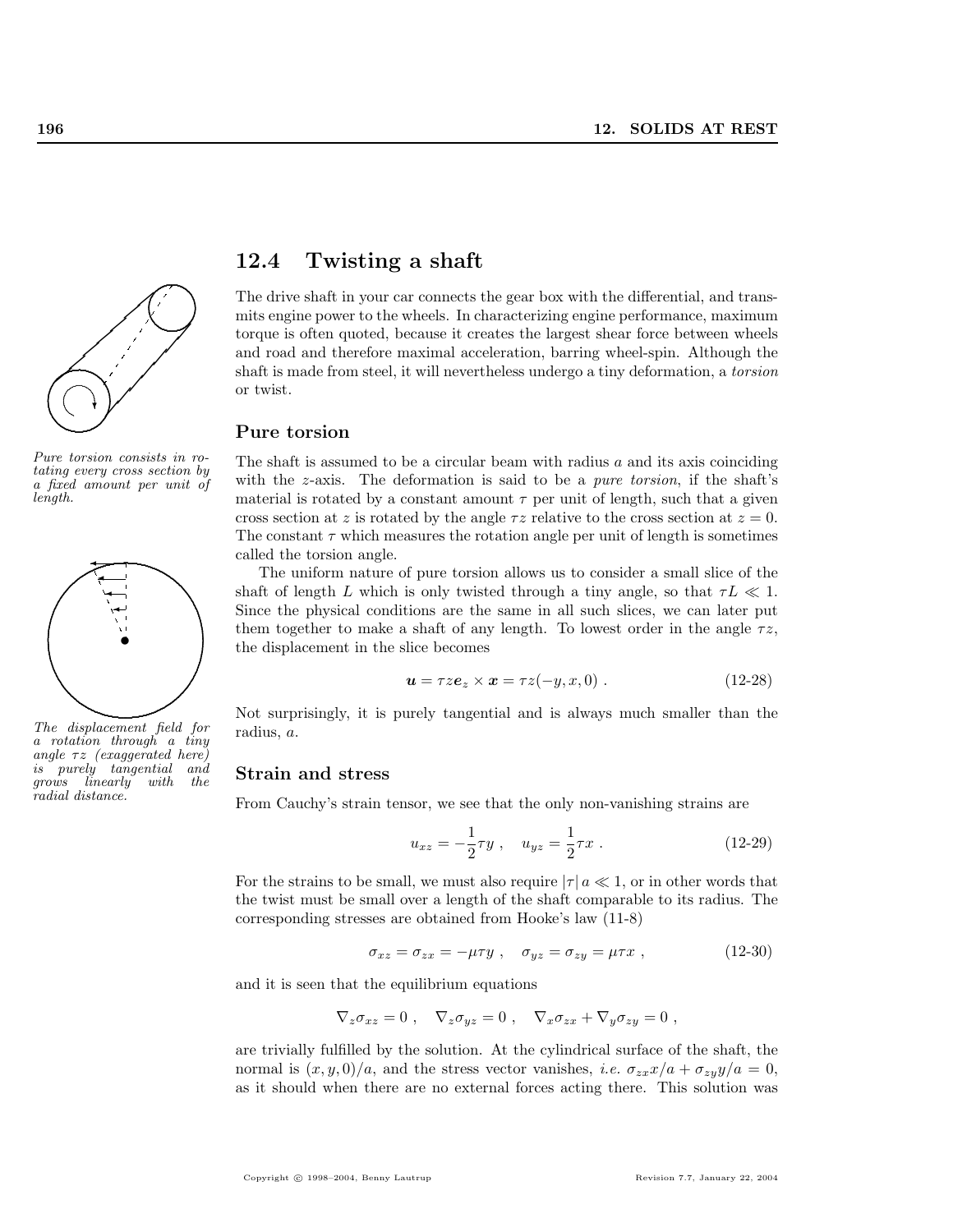## 12.4 Twisting a shaft

*Pure torsion consists in rotating every cross section by a fixed amount per unit of length.*

The drive shaft in your car connects the gear box with the differential, and transmits engine power to the wheels. In characterizing engine performance, maximum torque is often quoted, because it creates the largest shear force between wheels and road and therefore maximal acceleration, barring wheel-spin. Although the shaft is made from steel, it will nevertheless undergo a tiny deformation, a *torsion* or twist.

### Pure torsion

The shaft is assumed to be a circular beam with radius $a$ and its axis coinciding with the $z$-axis. The deformation is said to be a *pure torsion*, if the shaft's material is rotated by a constant amount $\tau$ per unit of length, such that a given cross section at $z$ is rotated by the angle $\tau z$ relative to the cross section at $z = 0$. The constant $\tau$ which measures the rotation angle per unit of length is sometimes called the torsion angle.

The uniform nature of pure torsion allows us to consider a small slice of the shaft of length $L$ which is only twisted through a tiny angle, so that $\tau L \ll 1$. Since the physical conditions are the same in all such slices, we can later put them together to make a shaft of any length. To lowest order in the angle $\tau z$, the displacement in the slice becomes

$$\boldsymbol{u} = \tau z \boldsymbol{e}_z \times \boldsymbol{x} = \tau z(-y, x, 0) \ . \tag{12-28}$$

*The displacement field for a rotation through a tiny angle $\tau z$ (exaggerated here) is purely tangential and grows linearly with the radial distance.*

Not surprisingly, it is purely tangential and is always much smaller than the radius, $a$.

### Strain and stress

From Cauchy's strain tensor, we see that the only non-vanishing strains are

$$u_{xz} = -\frac{1}{2}\tau y \ , \quad u_{yz} = \frac{1}{2}\tau x \ . \tag{12-29}$$

For the strains to be small, we must also require $|\tau|\, a \ll 1$, or in other words that the twist must be small over a length of the shaft comparable to its radius. The corresponding stresses are obtained from Hooke's law (11-8)

$$\sigma_{xz} = \sigma_{zx} = -\mu\tau y \ , \quad \sigma_{yz} = \sigma_{zy} = \mu\tau x \ , \tag{12-30}$$

and it is seen that the equilibrium equations

$$\nabla_z \sigma_{xz} = 0 \ , \quad \nabla_z \sigma_{yz} = 0 \ , \quad \nabla_x \sigma_{zx} + \nabla_y \sigma_{zy} = 0 \ ,$$

are trivially fulfilled by the solution. At the cylindrical surface of the shaft, the normal is $(x, y, 0)/a$, and the stress vector vanishes, *i.e.* $\sigma_{zx} x/a + \sigma_{zy} y/a = 0$, as it should when there are no external forces acting there. This solution was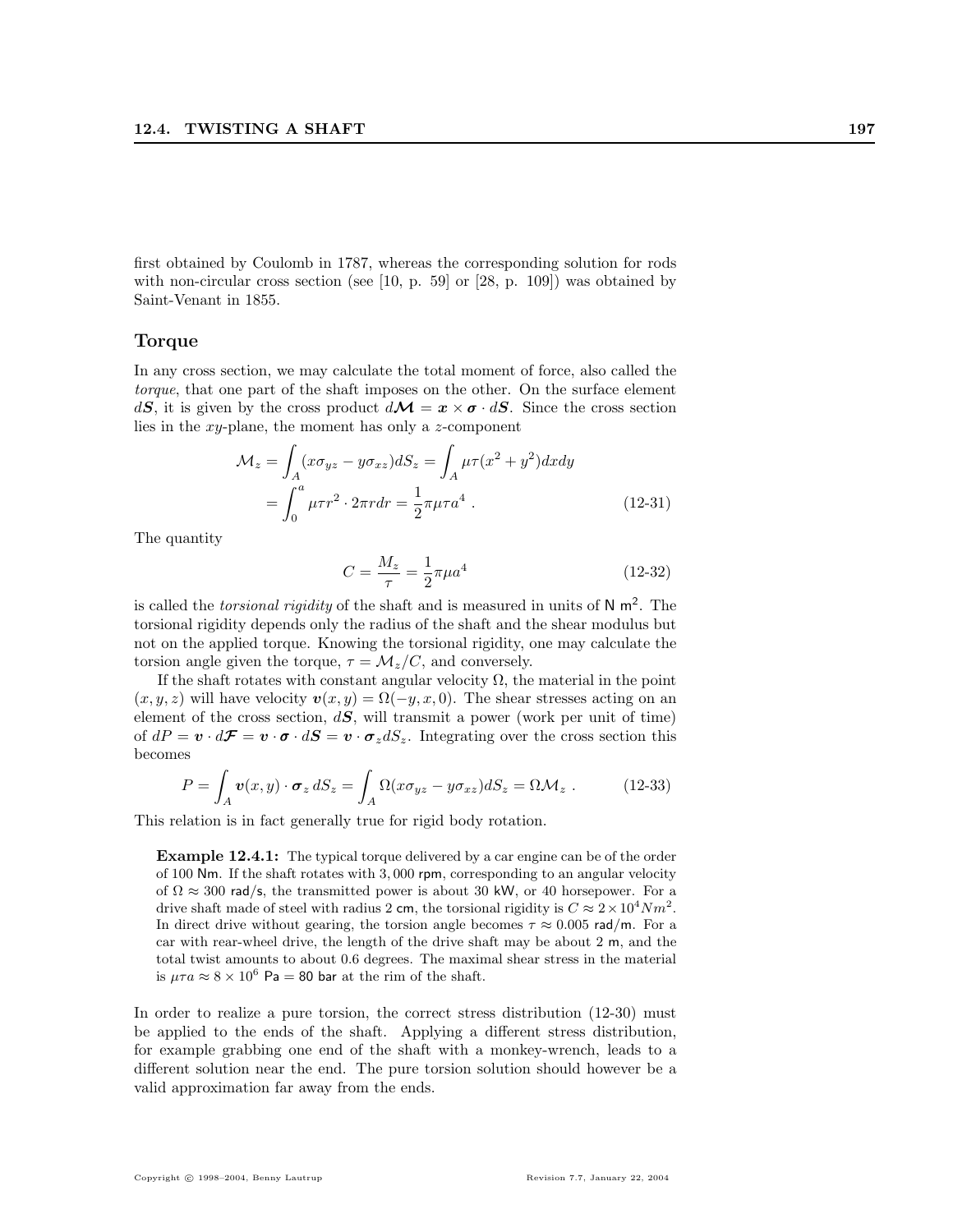first obtained by Coulomb in 1787, whereas the corresponding solution for rods with non-circular cross section (see [10, p. 59] or [28, p. 109]) was obtained by Saint-Venant in 1855.

## Torque

In any cross section, we may calculate the total moment of force, also called the *torque*, that one part of the shaft imposes on the other. On the surface element $d\boldsymbol{S}$, it is given by the cross product $d\boldsymbol{\mathcal{M}} = \boldsymbol{x} \times \boldsymbol{\sigma} \cdot d\boldsymbol{S}$. Since the cross section lies in the $xy$-plane, the moment has only a $z$-component

$$
\begin{aligned}
\mathcal{M}_z &= \int_A (x\sigma_{yz} - y\sigma_{xz}) dS_z = \int_A \mu\tau(x^2 + y^2) dx dy \\
&= \int_0^a \mu\tau r^2 \cdot 2\pi r dr = \frac{1}{2}\pi\mu\tau a^4 \ .
\end{aligned}
\tag{12-31}
$$

The quantity

$$
C = \frac{M_z}{\tau} = \frac{1}{2}\pi\mu a^4 \tag{12-32}
$$

is called the *torsional rigidity* of the shaft and is measured in units of N m$^2$. The torsional rigidity depends only the radius of the shaft and the shear modulus but not on the applied torque. Knowing the torsional rigidity, one may calculate the torsion angle given the torque, $\tau = \mathcal{M}_z/C$, and conversely.

If the shaft rotates with constant angular velocity $\Omega$, the material in the point $(x, y, z)$ will have velocity $\boldsymbol{v}(x, y) = \Omega(-y, x, 0)$. The shear stresses acting on an element of the cross section, $d\boldsymbol{S}$, will transmit a power (work per unit of time) of $dP = \boldsymbol{v} \cdot d\boldsymbol{\mathcal{F}} = \boldsymbol{v} \cdot \boldsymbol{\sigma} \cdot d\boldsymbol{S} = \boldsymbol{v} \cdot \boldsymbol{\sigma}_z dS_z$. Integrating over the cross section this becomes

$$
P = \int_A \boldsymbol{v}(x, y) \cdot \boldsymbol{\sigma}_z \, dS_z = \int_A \Omega(x\sigma_{yz} - y\sigma_{xz}) dS_z = \Omega\mathcal{M}_z \ . \tag{12-33}
$$

This relation is in fact generally true for rigid body rotation.

**Example 12.4.1:** The typical torque delivered by a car engine can be of the order of 100 Nm. If the shaft rotates with 3,000 rpm, corresponding to an angular velocity of $\Omega \approx 300$ rad/s, the transmitted power is about 30 kW, or 40 horsepower. For a drive shaft made of steel with radius 2 cm, the torsional rigidity is $C \approx 2 \times 10^4 Nm^2$. In direct drive without gearing, the torsion angle becomes $\tau \approx 0.005$ rad/m. For a car with rear-wheel drive, the length of the drive shaft may be about 2 m, and the total twist amounts to about 0.6 degrees. The maximal shear stress in the material is $\mu\tau a \approx 8 \times 10^6$ Pa = 80 bar at the rim of the shaft.

In order to realize a pure torsion, the correct stress distribution (12-30) must be applied to the ends of the shaft. Applying a different stress distribution, for example grabbing one end of the shaft with a monkey-wrench, leads to a different solution near the end. The pure torsion solution should however be a valid approximation far away from the ends.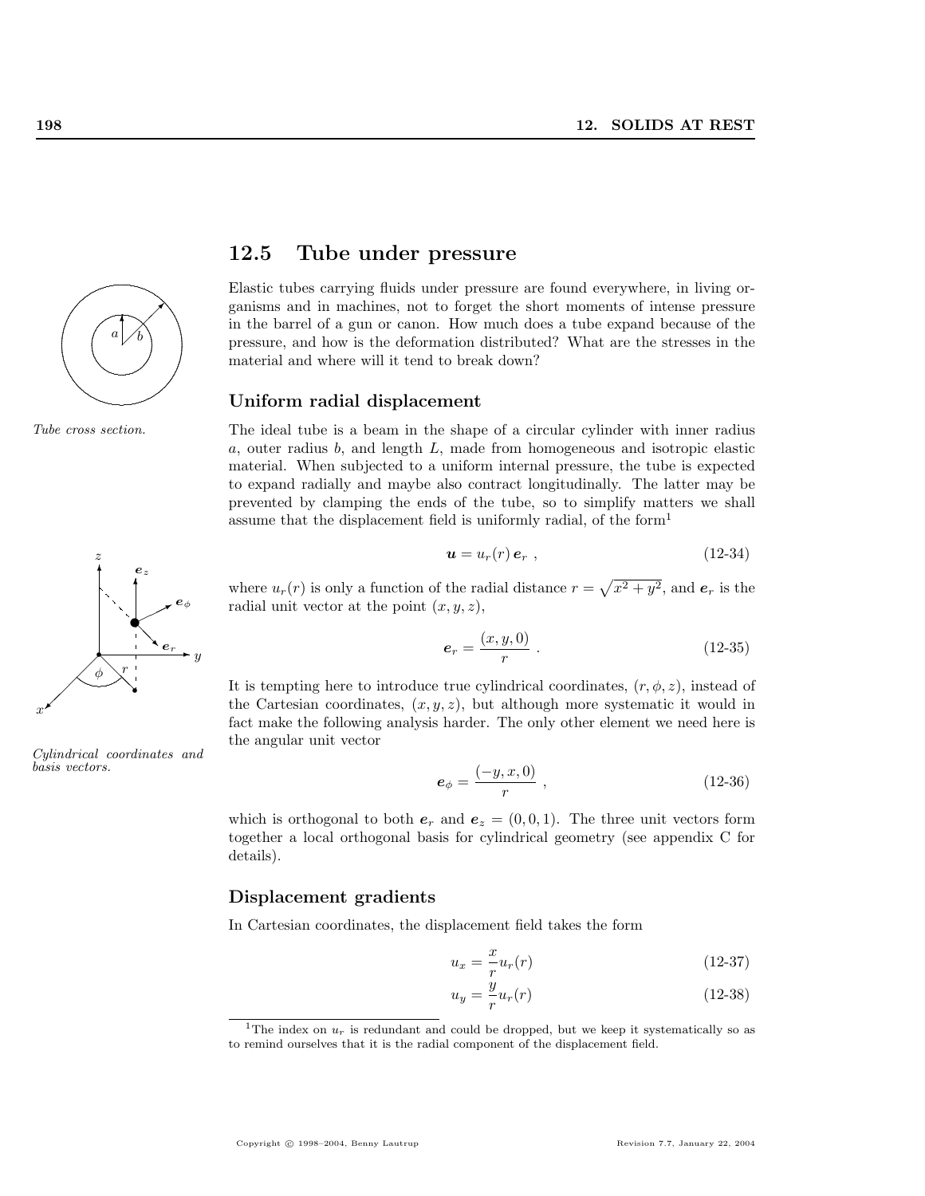## 12.5 Tube under pressure

Elastic tubes carrying fluids under pressure are found everywhere, in living organisms and in machines, not to forget the short moments of intense pressure in the barrel of a gun or canon. How much does a tube expand because of the pressure, and how is the deformation distributed? What are the stresses in the material and where will it tend to break down?

*Tube cross section.*

### Uniform radial displacement

The ideal tube is a beam in the shape of a circular cylinder with inner radius $a$, outer radius $b$, and length $L$, made from homogeneous and isotropic elastic material. When subjected to a uniform internal pressure, the tube is expected to expand radially and maybe also contract longitudinally. The latter may be prevented by clamping the ends of the tube, so to simplify matters we shall assume that the displacement field is uniformly radial, of the form[1]

$$\boldsymbol{u} = u_r(r)\,\boldsymbol{e}_r\ , \tag{12-34}$$

where $u_r(r)$ is only a function of the radial distance $r = \sqrt{x^2 + y^2}$, and $\boldsymbol{e}_r$ is the radial unit vector at the point $(x, y, z)$,

$$\boldsymbol{e}_r = \frac{(x, y, 0)}{r}\ . \tag{12-35}$$

*Cylindrical coordinates and basis vectors.*

It is tempting here to introduce true cylindrical coordinates, $(r, \phi, z)$, instead of the Cartesian coordinates, $(x, y, z)$, but although more systematic it would in fact make the following analysis harder. The only other element we need here is the angular unit vector

$$\boldsymbol{e}_\phi = \frac{(-y, x, 0)}{r}\ , \tag{12-36}$$

which is orthogonal to both $\boldsymbol{e}_r$ and $\boldsymbol{e}_z = (0, 0, 1)$. The three unit vectors form together a local orthogonal basis for cylindrical geometry (see appendix C for details).

### Displacement gradients

In Cartesian coordinates, the displacement field takes the form

$$u_x = \frac{x}{r} u_r(r) \tag{12-37}$$

$$u_y = \frac{y}{r} u_r(r) \tag{12-38}$$

[1] The index on $u_r$ is redundant and could be dropped, but we keep it systematically so as to remind ourselves that it is the radial component of the displacement field.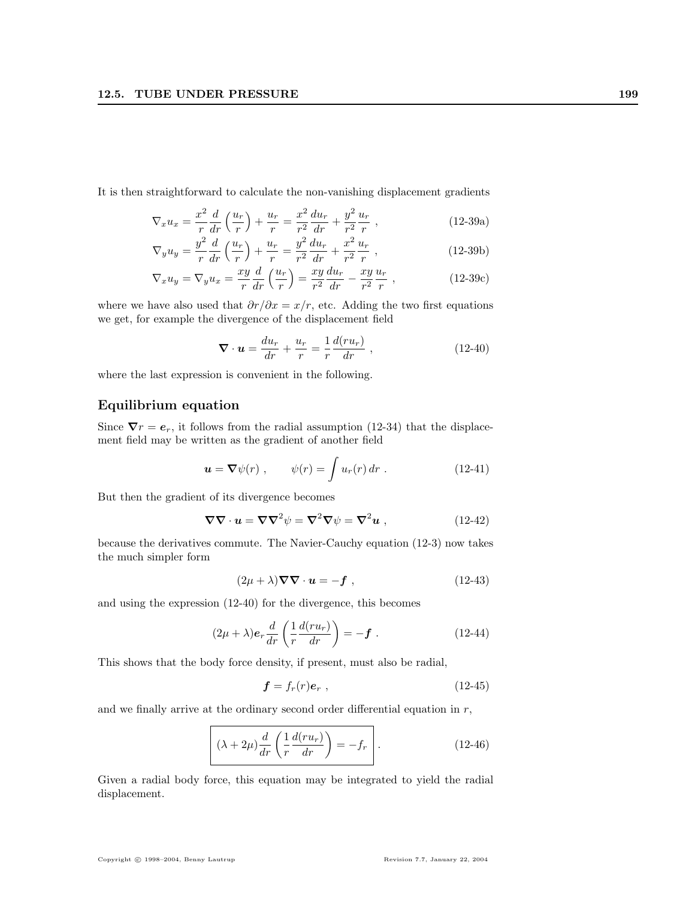It is then straightforward to calculate the non-vanishing displacement gradients

$$\nabla_x u_x = \frac{x^2}{r}\frac{d}{dr}\left(\frac{u_r}{r}\right) + \frac{u_r}{r} = \frac{x^2}{r^2}\frac{du_r}{dr} + \frac{y^2}{r^2}\frac{u_r}{r} \ , \tag{12-39a}$$

$$\nabla_y u_y = \frac{y^2}{r}\frac{d}{dr}\left(\frac{u_r}{r}\right) + \frac{u_r}{r} = \frac{y^2}{r^2}\frac{du_r}{dr} + \frac{x^2}{r^2}\frac{u_r}{r} \ , \tag{12-39b}$$

$$\nabla_x u_y = \nabla_y u_x = \frac{xy}{r}\frac{d}{dr}\left(\frac{u_r}{r}\right) = \frac{xy}{r^2}\frac{du_r}{dr} - \frac{xy}{r^2}\frac{u_r}{r} \ , \tag{12-39c}$$

where we have also used that $\partial r/\partial x = x/r$, etc. Adding the two first equations we get, for example the divergence of the displacement field

$$\boldsymbol{\nabla}\cdot\boldsymbol{u} = \frac{du_r}{dr} + \frac{u_r}{r} = \frac{1}{r}\frac{d(ru_r)}{dr} \ , \tag{12-40}$$

where the last expression is convenient in the following.

## Equilibrium equation

Since $\boldsymbol{\nabla} r = \boldsymbol{e}_r$, it follows from the radial assumption (12-34) that the displacement field may be written as the gradient of another field

$$\boldsymbol{u} = \boldsymbol{\nabla}\psi(r) \ , \qquad \psi(r) = \int u_r(r)\,dr \ . \tag{12-41}$$

But then the gradient of its divergence becomes

$$\boldsymbol{\nabla}\boldsymbol{\nabla}\cdot\boldsymbol{u} = \boldsymbol{\nabla}\boldsymbol{\nabla}^2\psi = \boldsymbol{\nabla}^2\boldsymbol{\nabla}\psi = \boldsymbol{\nabla}^2\boldsymbol{u} \ , \tag{12-42}$$

because the derivatives commute. The Navier-Cauchy equation (12-3) now takes the much simpler form

$$(2\mu + \lambda)\boldsymbol{\nabla}\boldsymbol{\nabla}\cdot\boldsymbol{u} = -\boldsymbol{f} \ , \tag{12-43}$$

and using the expression (12-40) for the divergence, this becomes

$$(2\mu + \lambda)\boldsymbol{e}_r\frac{d}{dr}\left(\frac{1}{r}\frac{d(ru_r)}{dr}\right) = -\boldsymbol{f} \ . \tag{12-44}$$

This shows that the body force density, if present, must also be radial,

$$\boldsymbol{f} = f_r(r)\boldsymbol{e}_r \ , \tag{12-45}$$

and we finally arrive at the ordinary second order differential equation in $r$,

$$\boxed{(\lambda + 2\mu)\frac{d}{dr}\left(\frac{1}{r}\frac{d(ru_r)}{dr}\right) = -f_r} \ . \tag{12-46}$$

Given a radial body force, this equation may be integrated to yield the radial displacement.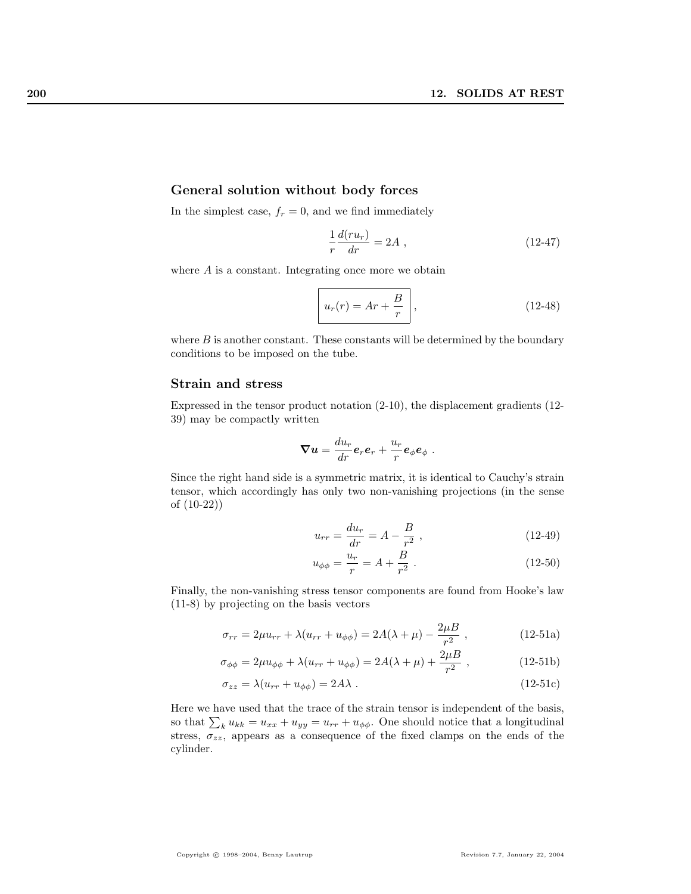### General solution without body forces

In the simplest case, $f_r = 0$, and we find immediately

$$\frac{1}{r}\frac{d(ru_r)}{dr} = 2A \ , \tag{12-47}$$

where $A$ is a constant. Integrating once more we obtain

$$\boxed{u_r(r) = Ar + \frac{B}{r}} \ , \tag{12-48}$$

where $B$ is another constant. These constants will be determined by the boundary conditions to be imposed on the tube.

### Strain and stress

Expressed in the tensor product notation (2-10), the displacement gradients (12-39) may be compactly written

$$\boldsymbol{\nabla u} = \frac{du_r}{dr}\boldsymbol{e}_r\boldsymbol{e}_r + \frac{u_r}{r}\boldsymbol{e}_\phi\boldsymbol{e}_\phi \ .$$

Since the right hand side is a symmetric matrix, it is identical to Cauchy's strain tensor, which accordingly has only two non-vanishing projections (in the sense of (10-22))

$$u_{rr} = \frac{du_r}{dr} = A - \frac{B}{r^2} \ , \tag{12-49}$$

$$u_{\phi\phi} = \frac{u_r}{r} = A + \frac{B}{r^2} \ . \tag{12-50}$$

Finally, the non-vanishing stress tensor components are found from Hooke's law (11-8) by projecting on the basis vectors

$$\sigma_{rr} = 2\mu u_{rr} + \lambda(u_{rr} + u_{\phi\phi}) = 2A(\lambda + \mu) - \frac{2\mu B}{r^2} \ , \tag{12-51a}$$

$$\sigma_{\phi\phi} = 2\mu u_{\phi\phi} + \lambda(u_{rr} + u_{\phi\phi}) = 2A(\lambda + \mu) + \frac{2\mu B}{r^2} \ , \tag{12-51b}$$

$$\sigma_{zz} = \lambda(u_{rr} + u_{\phi\phi}) = 2A\lambda \ . \tag{12-51c}$$

Here we have used that the trace of the strain tensor is independent of the basis, so that $\sum_k u_{kk} = u_{xx} + u_{yy} = u_{rr} + u_{\phi\phi}$. One should notice that a longitudinal stress, $\sigma_{zz}$, appears as a consequence of the fixed clamps on the ends of the cylinder.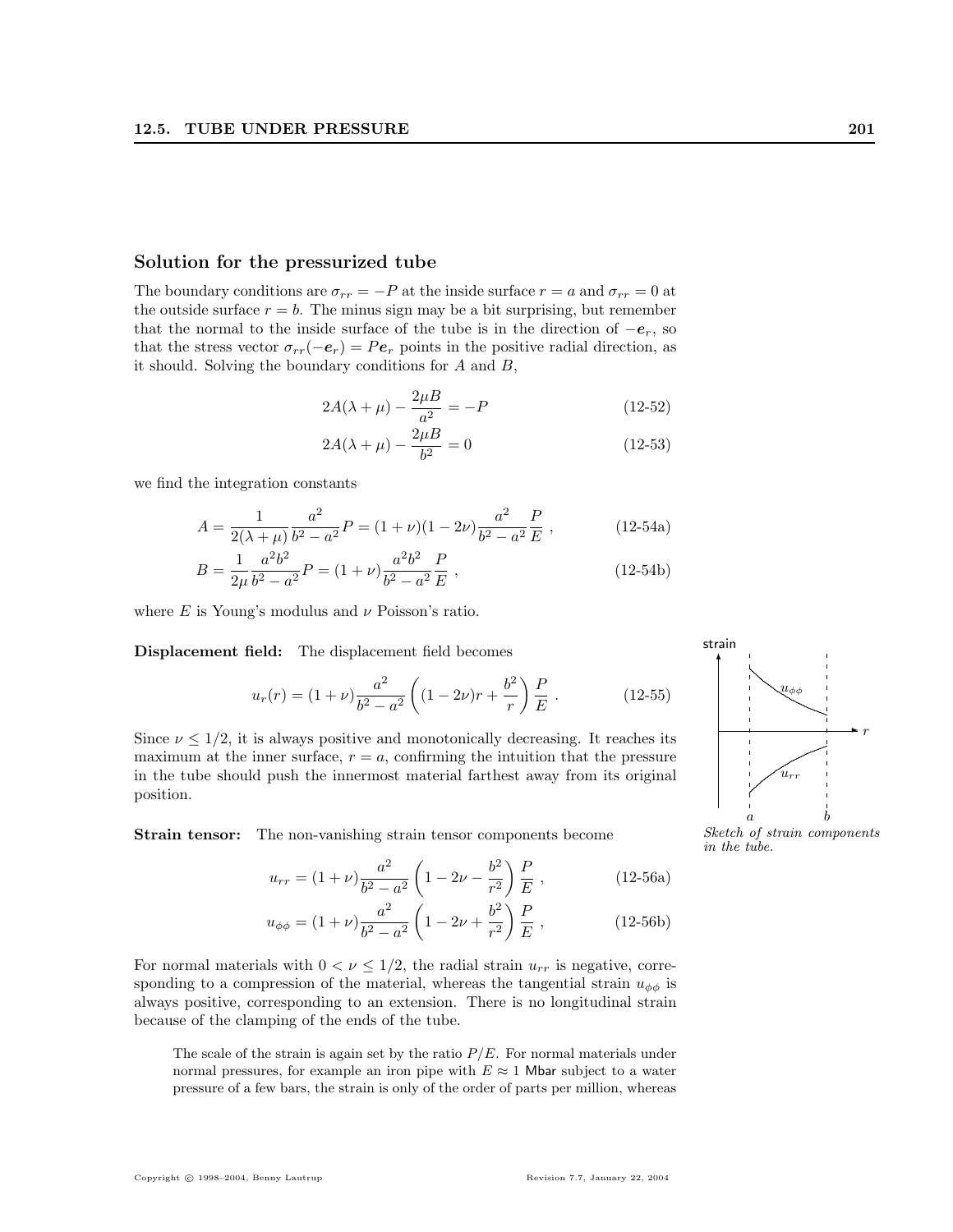## Solution for the pressurized tube

The boundary conditions are $\sigma_{rr} = -P$ at the inside surface $r = a$ and $\sigma_{rr} = 0$ at the outside surface $r = b$. The minus sign may be a bit surprising, but remember that the normal to the inside surface of the tube is in the direction of $-\boldsymbol{e}_r$, so that the stress vector $\sigma_{rr}(-\boldsymbol{e}_r) = P\boldsymbol{e}_r$ points in the positive radial direction, as it should. Solving the boundary conditions for $A$ and $B$,

$$2A(\lambda + \mu) - \frac{2\mu B}{a^2} = -P \tag{12-52}$$

$$2A(\lambda + \mu) - \frac{2\mu B}{b^2} = 0 \tag{12-53}$$

we find the integration constants

$$A = \frac{1}{2(\lambda + \mu)} \frac{a^2}{b^2 - a^2} P = (1 + \nu)(1 - 2\nu) \frac{a^2}{b^2 - a^2} \frac{P}{E} , \tag{12-54a}$$

$$B = \frac{1}{2\mu} \frac{a^2 b^2}{b^2 - a^2} P = (1 + \nu) \frac{a^2 b^2}{b^2 - a^2} \frac{P}{E} , \tag{12-54b}$$

where $E$ is Young's modulus and $\nu$ Poisson's ratio.

**Displacement field:** The displacement field becomes

$$u_r(r) = (1 + \nu) \frac{a^2}{b^2 - a^2} \left( (1 - 2\nu) r + \frac{b^2}{r} \right) \frac{P}{E} . \tag{12-55}$$

Since $\nu \leq 1/2$, it is always positive and monotonically decreasing. It reaches its maximum at the inner surface, $r = a$, confirming the intuition that the pressure in the tube should push the innermost material farthest away from its original position.

strain

$u_{\phi\phi}$

$r$

$u_{rr}$

$a$ $b$

*Sketch of strain components in the tube.*

**Strain tensor:** The non-vanishing strain tensor components become

$$u_{rr} = (1 + \nu) \frac{a^2}{b^2 - a^2} \left( 1 - 2\nu - \frac{b^2}{r^2} \right) \frac{P}{E} , \tag{12-56a}$$

$$u_{\phi\phi} = (1 + \nu) \frac{a^2}{b^2 - a^2} \left( 1 - 2\nu + \frac{b^2}{r^2} \right) \frac{P}{E} , \tag{12-56b}$$

For normal materials with $0 < \nu \leq 1/2$, the radial strain $u_{rr}$ is negative, corresponding to a compression of the material, whereas the tangential strain $u_{\phi\phi}$ is always positive, corresponding to an extension. There is no longitudinal strain because of the clamping of the ends of the tube.

The scale of the strain is again set by the ratio $P/E$. For normal materials under normal pressures, for example an iron pipe with $E \approx 1$ Mbar subject to a water pressure of a few bars, the strain is only of the order of parts per million, whereas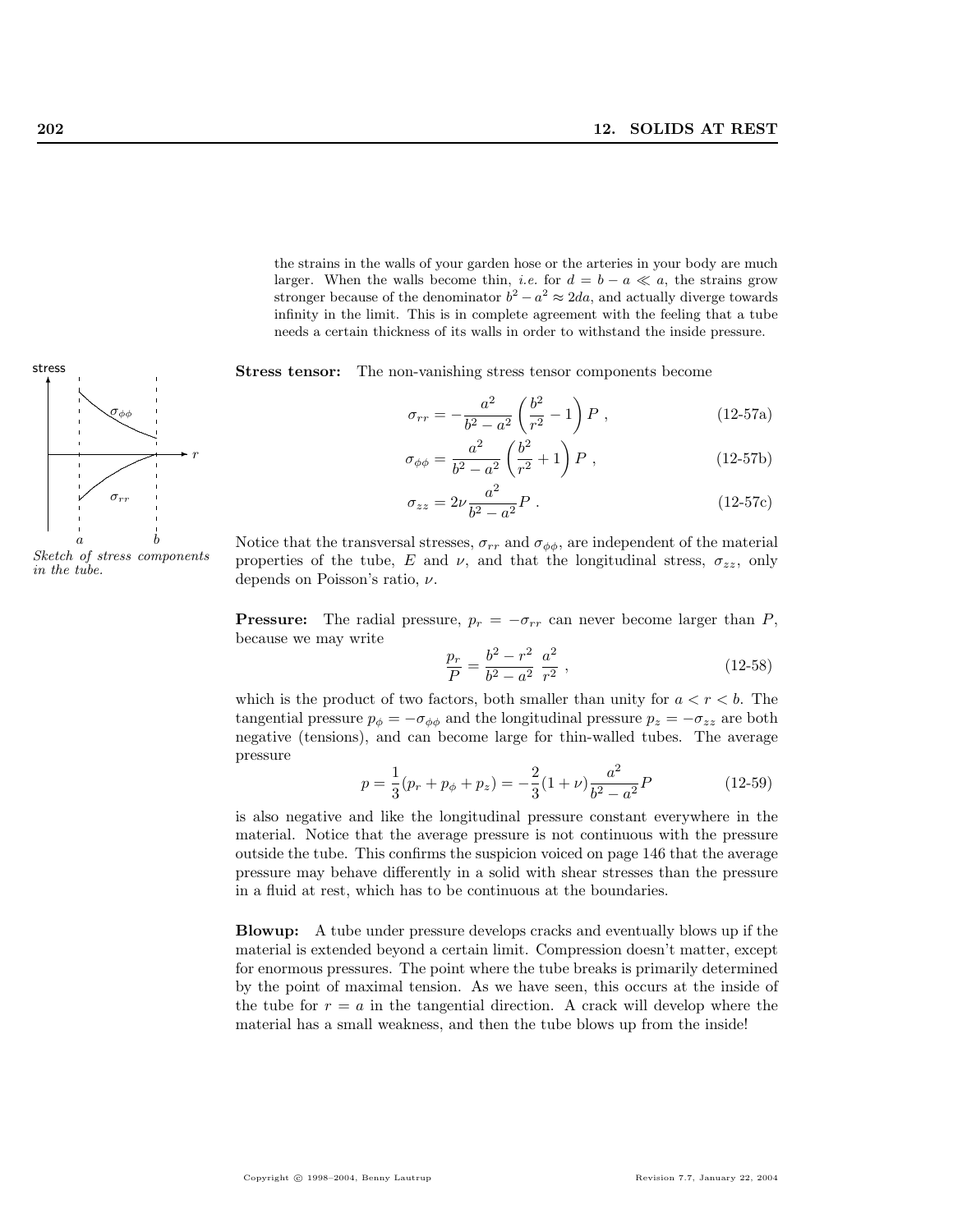the strains in the walls of your garden hose or the arteries in your body are much larger. When the walls become thin, *i.e.* for $d = b - a \ll a$, the strains grow stronger because of the denominator $b^2 - a^2 \approx 2da$, and actually diverge towards infinity in the limit. This is in complete agreement with the feeling that a tube needs a certain thickness of its walls in order to withstand the inside pressure.

stress

$\sigma_{\phi\phi}$

$r$

$\sigma_{rr}$

$a$

$b$

*Sketch of stress components in the tube.*

**Stress tensor:** The non-vanishing stress tensor components become

$$\sigma_{rr} = -\frac{a^2}{b^2 - a^2}\left(\frac{b^2}{r^2} - 1\right)P \ , \tag{12-57a}$$

$$\sigma_{\phi\phi} = \frac{a^2}{b^2 - a^2}\left(\frac{b^2}{r^2} + 1\right)P \ , \tag{12-57b}$$

$$\sigma_{zz} = 2\nu\frac{a^2}{b^2 - a^2}P \ . \tag{12-57c}$$

Notice that the transversal stresses, $\sigma_{rr}$ and $\sigma_{\phi\phi}$, are independent of the material properties of the tube, $E$ and $\nu$, and that the longitudinal stress, $\sigma_{zz}$, only depends on Poisson's ratio, $\nu$.

**Pressure:** The radial pressure, $p_r = -\sigma_{rr}$ can never become larger than $P$, because we may write

$$\frac{p_r}{P} = \frac{b^2 - r^2}{b^2 - a^2}\,\frac{a^2}{r^2} \ , \tag{12-58}$$

which is the product of two factors, both smaller than unity for $a < r < b$. The tangential pressure $p_\phi = -\sigma_{\phi\phi}$ and the longitudinal pressure $p_z = -\sigma_{zz}$ are both negative (tensions), and can become large for thin-walled tubes. The average pressure

$$p = \frac{1}{3}(p_r + p_\phi + p_z) = -\frac{2}{3}(1+\nu)\frac{a^2}{b^2 - a^2}P \tag{12-59}$$

is also negative and like the longitudinal pressure constant everywhere in the material. Notice that the average pressure is not continuous with the pressure outside the tube. This confirms the suspicion voiced on page 146 that the average pressure may behave differently in a solid with shear stresses than the pressure in a fluid at rest, which has to be continuous at the boundaries.

**Blowup:** A tube under pressure develops cracks and eventually blows up if the material is extended beyond a certain limit. Compression doesn't matter, except for enormous pressures. The point where the tube breaks is primarily determined by the point of maximal tension. As we have seen, this occurs at the inside of the tube for $r = a$ in the tangential direction. A crack will develop where the material has a small weakness, and then the tube blows up from the inside!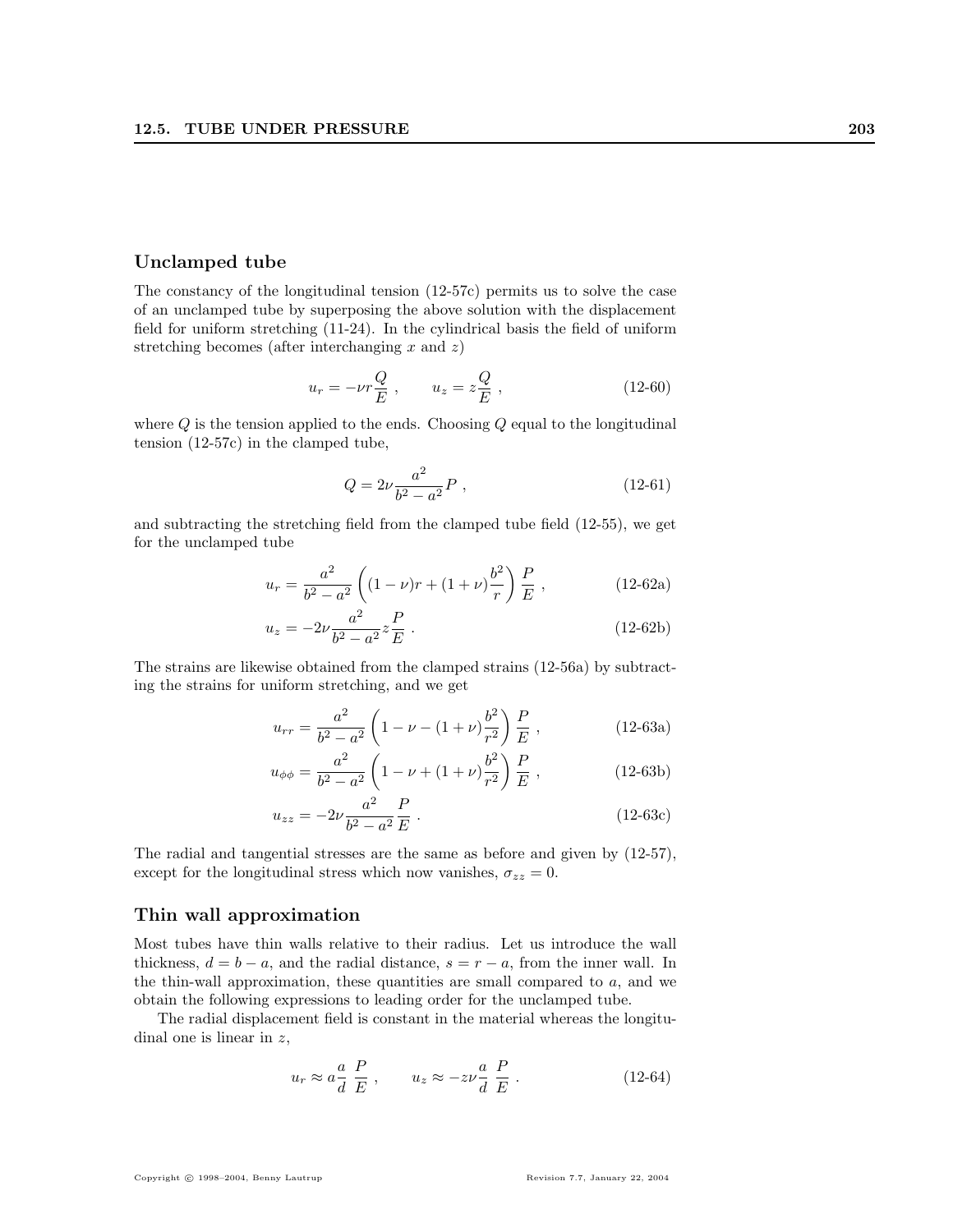### Unclamped tube

The constancy of the longitudinal tension (12-57c) permits us to solve the case of an unclamped tube by superposing the above solution with the displacement field for uniform stretching (11-24). In the cylindrical basis the field of uniform stretching becomes (after interchanging $x$ and $z$)

$$u_r = -\nu r \frac{Q}{E} \,, \qquad u_z = z\frac{Q}{E} \,, \tag{12-60}$$

where $Q$ is the tension applied to the ends. Choosing $Q$ equal to the longitudinal tension (12-57c) in the clamped tube,

$$Q = 2\nu \frac{a^2}{b^2 - a^2} P \,, \tag{12-61}$$

and subtracting the stretching field from the clamped tube field (12-55), we get for the unclamped tube

$$u_r = \frac{a^2}{b^2 - a^2}\left((1-\nu)r + (1+\nu)\frac{b^2}{r}\right)\frac{P}{E} \,, \tag{12-62a}$$

$$u_z = -2\nu \frac{a^2}{b^2 - a^2} z \frac{P}{E} \,. \tag{12-62b}$$

The strains are likewise obtained from the clamped strains (12-56a) by subtracting the strains for uniform stretching, and we get

$$u_{rr} = \frac{a^2}{b^2 - a^2}\left(1 - \nu - (1+\nu)\frac{b^2}{r^2}\right)\frac{P}{E} \,, \tag{12-63a}$$

$$u_{\phi\phi} = \frac{a^2}{b^2 - a^2}\left(1 - \nu + (1+\nu)\frac{b^2}{r^2}\right)\frac{P}{E} \,, \tag{12-63b}$$

$$u_{zz} = -2\nu \frac{a^2}{b^2 - a^2}\frac{P}{E} \,. \tag{12-63c}$$

The radial and tangential stresses are the same as before and given by (12-57), except for the longitudinal stress which now vanishes, $\sigma_{zz} = 0$.

### Thin wall approximation

Most tubes have thin walls relative to their radius. Let us introduce the wall thickness, $d = b - a$, and the radial distance, $s = r - a$, from the inner wall. In the thin-wall approximation, these quantities are small compared to $a$, and we obtain the following expressions to leading order for the unclamped tube.

The radial displacement field is constant in the material whereas the longitudinal one is linear in $z$,

$$u_r \approx a\frac{a}{d}\frac{P}{E} \,, \qquad u_z \approx -z\nu\frac{a}{d}\frac{P}{E} \,. \tag{12-64}$$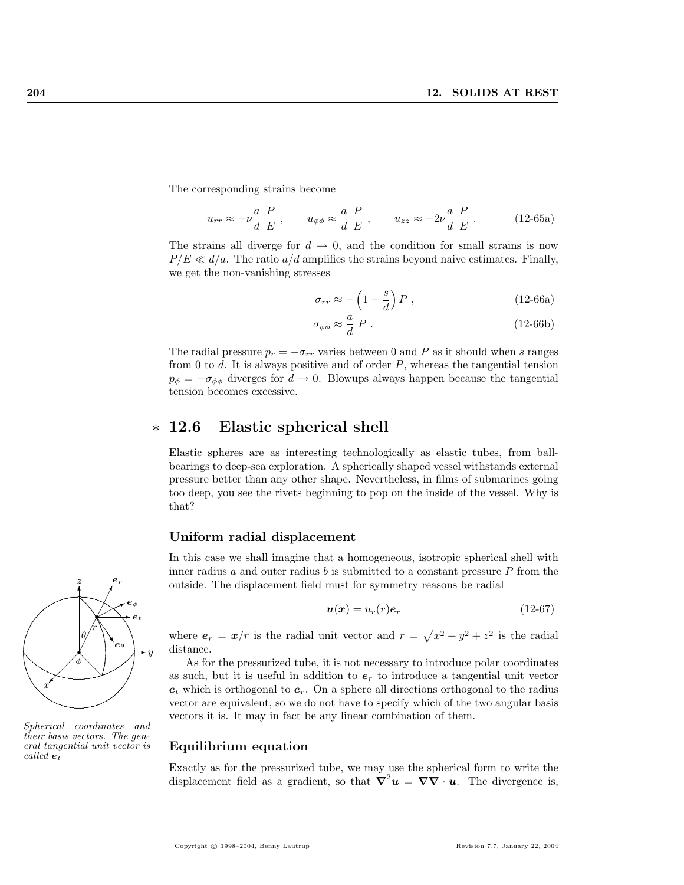The corresponding strains become

$$u_{rr} \approx -\nu \frac{a}{d} \frac{P}{E} , \qquad u_{\phi\phi} \approx \frac{a}{d} \frac{P}{E} , \qquad u_{zz} \approx -2\nu \frac{a}{d} \frac{P}{E} . \tag{12-65a}$$

The strains all diverge for $d \to 0$, and the condition for small strains is now $P/E \ll d/a$. The ratio $a/d$ amplifies the strains beyond naive estimates. Finally, we get the non-vanishing stresses

$$\sigma_{rr} \approx -\left(1 - \frac{s}{d}\right) P , \tag{12-66a}$$

$$\sigma_{\phi\phi} \approx \frac{a}{d} P . \tag{12-66b}$$

The radial pressure $p_r = -\sigma_{rr}$ varies between 0 and $P$ as it should when $s$ ranges from 0 to $d$. It is always positive and of order $P$, whereas the tangential tension $p_\phi = -\sigma_{\phi\phi}$ diverges for $d \to 0$. Blowups always happen because the tangential tension becomes excessive.

## * 12.6 Elastic spherical shell

Elastic spheres are as interesting technologically as elastic tubes, from ball-bearings to deep-sea exploration. A spherically shaped vessel withstands external pressure better than any other shape. Nevertheless, in films of submarines going too deep, you see the rivets beginning to pop on the inside of the vessel. Why is that?

### Uniform radial displacement

In this case we shall imagine that a homogeneous, isotropic spherical shell with inner radius $a$ and outer radius $b$ is submitted to a constant pressure $P$ from the outside. The displacement field must for symmetry reasons be radial

$$\boldsymbol{u}(\boldsymbol{x}) = u_r(r)\boldsymbol{e}_r \tag{12-67}$$

where $\boldsymbol{e}_r = \boldsymbol{x}/r$ is the radial unit vector and $r = \sqrt{x^2 + y^2 + z^2}$ is the radial distance.

As for the pressurized tube, it is not necessary to introduce polar coordinates as such, but it is useful in addition to $\boldsymbol{e}_r$ to introduce a tangential unit vector $\boldsymbol{e}_t$ which is orthogonal to $\boldsymbol{e}_r$. On a sphere all directions orthogonal to the radius vector are equivalent, so we do not have to specify which of the two angular basis vectors it is. It may in fact be any linear combination of them.

*Spherical coordinates and their basis vectors. The general tangential unit vector is called $\boldsymbol{e}_t$*

### Equilibrium equation

Exactly as for the pressurized tube, we may use the spherical form to write the displacement field as a gradient, so that $\boldsymbol{\nabla}^2 \boldsymbol{u} = \boldsymbol{\nabla}\boldsymbol{\nabla} \cdot \boldsymbol{u}$. The divergence is,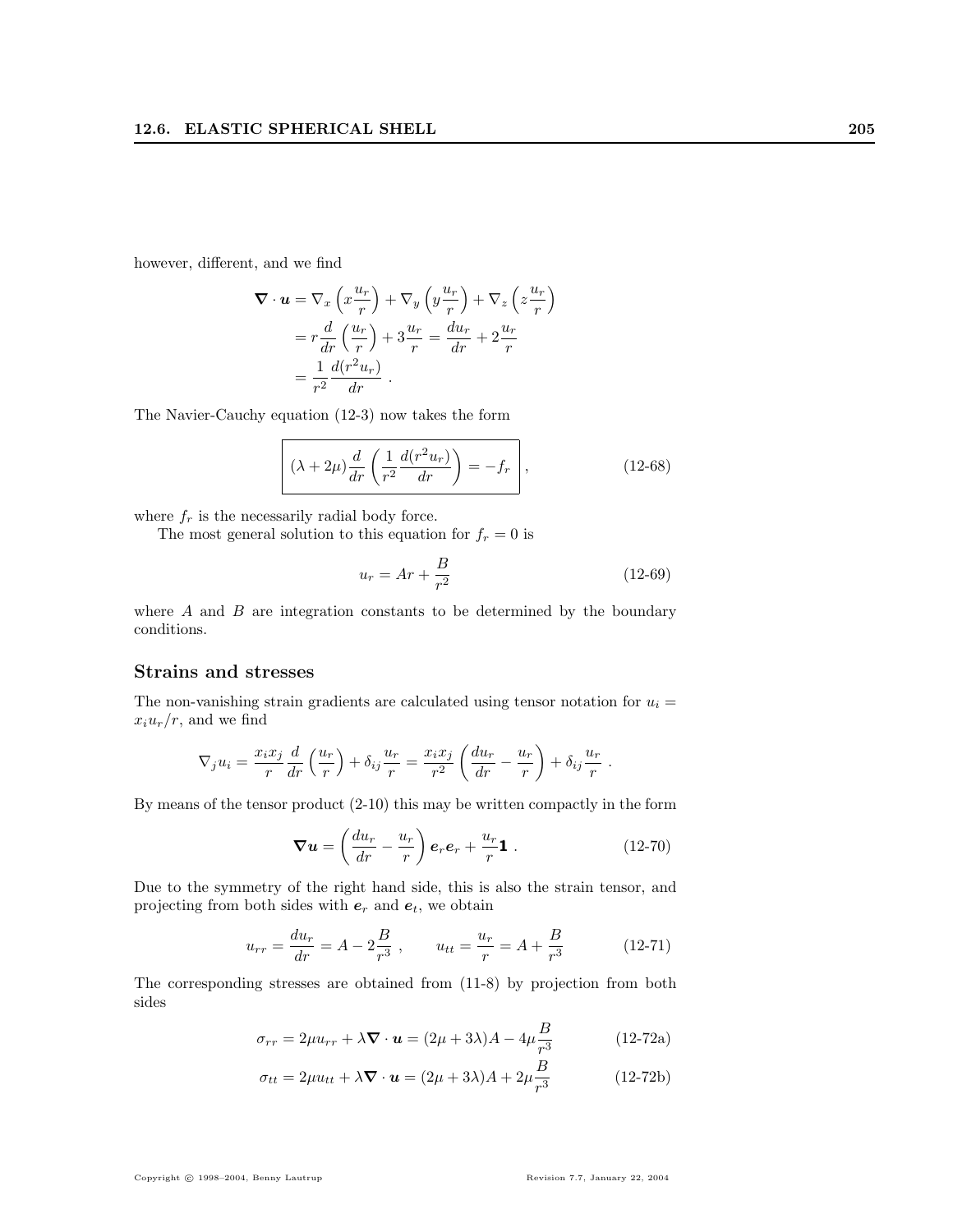however, different, and we find

$$
\begin{aligned}
\boldsymbol{\nabla} \cdot \boldsymbol{u} &= \nabla_x \left( x \frac{u_r}{r} \right) + \nabla_y \left( y \frac{u_r}{r} \right) + \nabla_z \left( z \frac{u_r}{r} \right) \\
&= r \frac{d}{dr} \left( \frac{u_r}{r} \right) + 3 \frac{u_r}{r} = \frac{du_r}{dr} + 2 \frac{u_r}{r} \\
&= \frac{1}{r^2} \frac{d(r^2 u_r)}{dr} \ .
\end{aligned}
$$

The Navier-Cauchy equation (12-3) now takes the form

$$
\boxed{(\lambda + 2\mu) \frac{d}{dr} \left( \frac{1}{r^2} \frac{d(r^2 u_r)}{dr} \right) = -f_r} \ , \tag{12-68}
$$

where $f_r$ is the necessarily radial body force.

The most general solution to this equation for $f_r = 0$ is

$$
u_r = Ar + \frac{B}{r^2} \tag{12-69}
$$

where $A$ and $B$ are integration constants to be determined by the boundary conditions.

### Strains and stresses

The non-vanishing strain gradients are calculated using tensor notation for $u_i = x_i u_r / r$, and we find

$$
\nabla_j u_i = \frac{x_i x_j}{r} \frac{d}{dr} \left( \frac{u_r}{r} \right) + \delta_{ij} \frac{u_r}{r} = \frac{x_i x_j}{r^2} \left( \frac{du_r}{dr} - \frac{u_r}{r} \right) + \delta_{ij} \frac{u_r}{r} \ .
$$

By means of the tensor product (2-10) this may be written compactly in the form

$$
\boldsymbol{\nabla} \boldsymbol{u} = \left( \frac{du_r}{dr} - \frac{u_r}{r} \right) \boldsymbol{e}_r \boldsymbol{e}_r + \frac{u_r}{r} \mathbf{1} \ . \tag{12-70}
$$

Due to the symmetry of the right hand side, this is also the strain tensor, and projecting from both sides with $\boldsymbol{e}_r$ and $\boldsymbol{e}_t$, we obtain

$$
u_{rr} = \frac{du_r}{dr} = A - 2\frac{B}{r^3} \ , \qquad u_{tt} = \frac{u_r}{r} = A + \frac{B}{r^3} \tag{12-71}
$$

The corresponding stresses are obtained from (11-8) by projection from both sides

$$
\sigma_{rr} = 2\mu u_{rr} + \lambda \boldsymbol{\nabla} \cdot \boldsymbol{u} = (2\mu + 3\lambda) A - 4\mu \frac{B}{r^3} \tag{12-72a}
$$

$$
\sigma_{tt} = 2\mu u_{tt} + \lambda \boldsymbol{\nabla} \cdot \boldsymbol{u} = (2\mu + 3\lambda) A + 2\mu \frac{B}{r^3} \tag{12-72b}
$$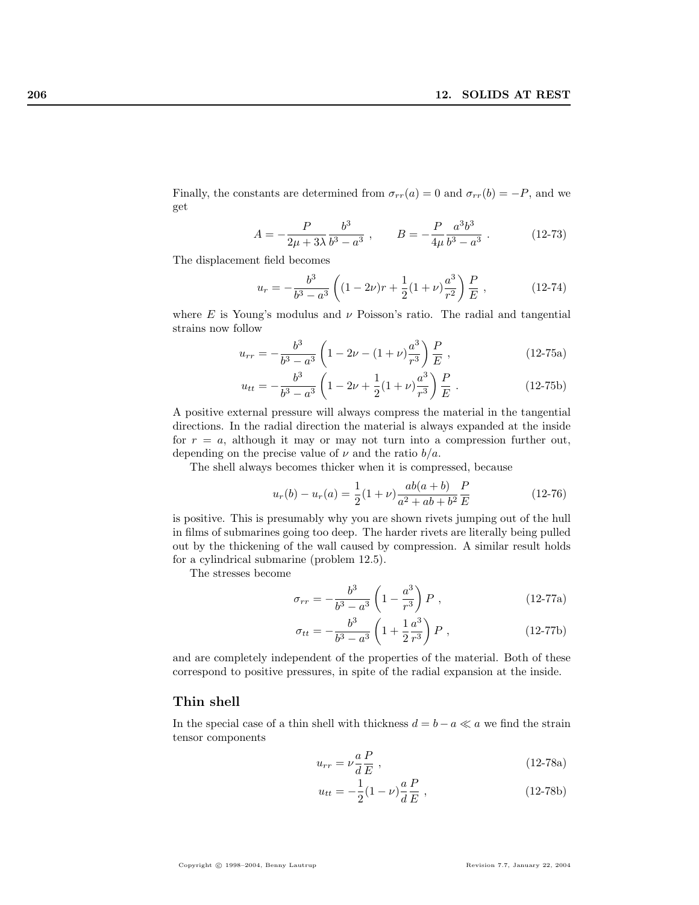Finally, the constants are determined from $\sigma_{rr}(a) = 0$ and $\sigma_{rr}(b) = -P$, and we get

$$A = -\frac{P}{2\mu + 3\lambda}\frac{b^3}{b^3 - a^3} , \qquad B = -\frac{P}{4\mu}\frac{a^3 b^3}{b^3 - a^3} . \tag{12-73}$$

The displacement field becomes

$$u_r = -\frac{b^3}{b^3 - a^3}\left((1-2\nu)r + \frac{1}{2}(1+\nu)\frac{a^3}{r^2}\right)\frac{P}{E} , \tag{12-74}$$

where $E$ is Young's modulus and $\nu$ Poisson's ratio. The radial and tangential strains now follow

$$u_{rr} = -\frac{b^3}{b^3 - a^3}\left(1 - 2\nu - (1+\nu)\frac{a^3}{r^3}\right)\frac{P}{E} , \tag{12-75a}$$

$$u_{tt} = -\frac{b^3}{b^3 - a^3}\left(1 - 2\nu + \frac{1}{2}(1+\nu)\frac{a^3}{r^3}\right)\frac{P}{E} . \tag{12-75b}$$

A positive external pressure will always compress the material in the tangential directions. In the radial direction the material is always expanded at the inside for $r = a$, although it may or may not turn into a compression further out, depending on the precise value of $\nu$ and the ratio $b/a$.

The shell always becomes thicker when it is compressed, because

$$u_r(b) - u_r(a) = \frac{1}{2}(1+\nu)\frac{ab(a+b)}{a^2 + ab + b^2}\frac{P}{E} \tag{12-76}$$

is positive. This is presumably why you are shown rivets jumping out of the hull in films of submarines going too deep. The harder rivets are literally being pulled out by the thickening of the wall caused by compression. A similar result holds for a cylindrical submarine (problem 12.5).

The stresses become

$$\sigma_{rr} = -\frac{b^3}{b^3 - a^3}\left(1 - \frac{a^3}{r^3}\right)P , \tag{12-77a}$$

$$\sigma_{tt} = -\frac{b^3}{b^3 - a^3}\left(1 + \frac{1}{2}\frac{a^3}{r^3}\right)P , \tag{12-77b}$$

and are completely independent of the properties of the material. Both of these correspond to positive pressures, in spite of the radial expansion at the inside.

## Thin shell

In the special case of a thin shell with thickness $d = b - a \ll a$ we find the strain tensor components

$$u_{rr} = \nu\frac{a}{d}\frac{P}{E} , \tag{12-78a}$$

$$u_{tt} = -\frac{1}{2}(1-\nu)\frac{a}{d}\frac{P}{E} , \tag{12-78b}$$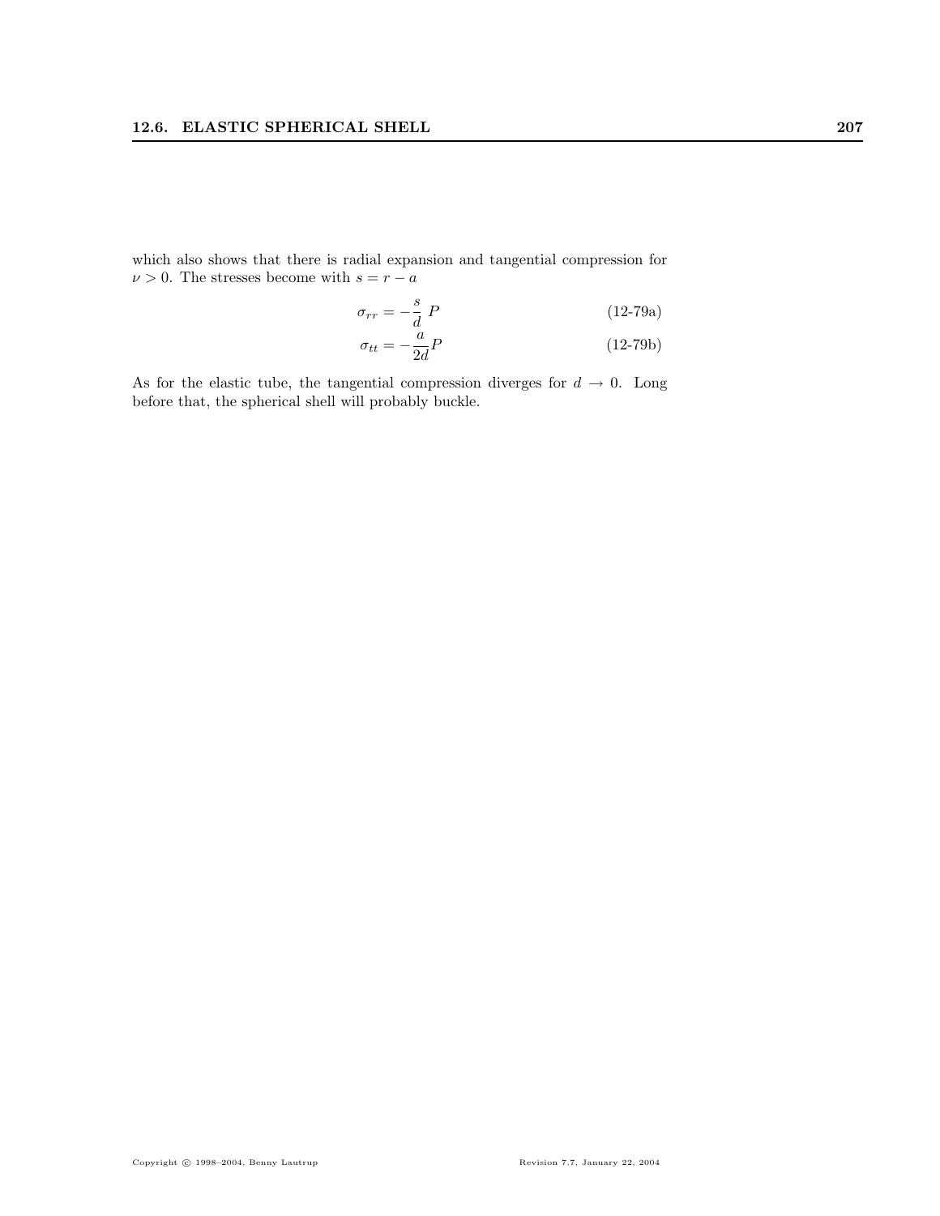which also shows that there is radial expansion and tangential compression for $\nu > 0$. The stresses become with $s = r - a$

$$\sigma_{rr} = -\frac{s}{d}\,P \tag{12-79a}$$

$$\sigma_{tt} = -\frac{a}{2d}P \tag{12-79b}$$

As for the elastic tube, the tangential compression diverges for $d \to 0$. Long before that, the spherical shell will probably buckle.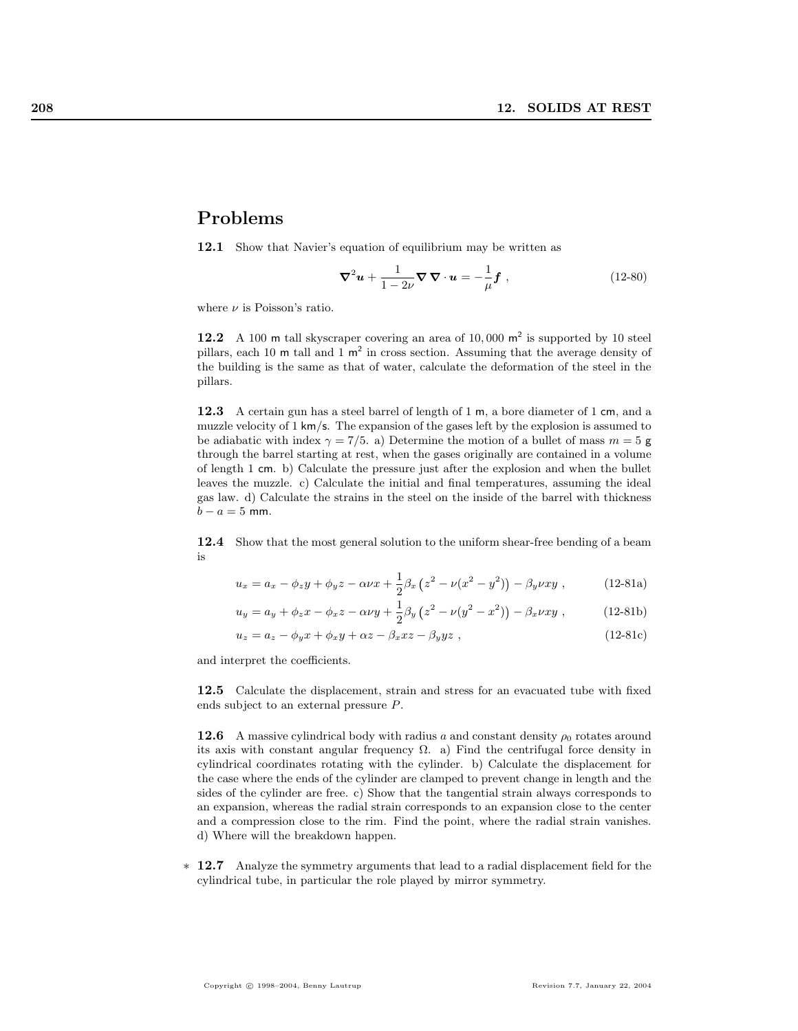## Problems

**12.1** Show that Navier's equation of equilibrium may be written as

$$\nabla^2 \boldsymbol{u} + \frac{1}{1-2\nu} \nabla \nabla \cdot \boldsymbol{u} = -\frac{1}{\mu} \boldsymbol{f} \ , \tag{12-80}$$

where $\nu$ is Poisson's ratio.

**12.2** A 100 m tall skyscraper covering an area of 10,000 $m^2$ is supported by 10 steel pillars, each 10 m tall and 1 $m^2$ in cross section. Assuming that the average density of the building is the same as that of water, calculate the deformation of the steel in the pillars.

**12.3** A certain gun has a steel barrel of length of 1 m, a bore diameter of 1 cm, and a muzzle velocity of 1 km/s. The expansion of the gases left by the explosion is assumed to be adiabatic with index $\gamma = 7/5$. a) Determine the motion of a bullet of mass $m = 5$ g through the barrel starting at rest, when the gases originally are contained in a volume of length 1 cm. b) Calculate the pressure just after the explosion and when the bullet leaves the muzzle. c) Calculate the initial and final temperatures, assuming the ideal gas law. d) Calculate the strains in the steel on the inside of the barrel with thickness $b - a = 5$ mm.

**12.4** Show that the most general solution to the uniform shear-free bending of a beam is

$$u_x = a_x - \phi_z y + \phi_y z - \alpha\nu x + \frac{1}{2}\beta_x\left(z^2 - \nu(x^2 - y^2)\right) - \beta_y \nu xy \ , \tag{12-81a}$$

$$u_y = a_y + \phi_z x - \phi_x z - \alpha\nu y + \frac{1}{2}\beta_y\left(z^2 - \nu(y^2 - x^2)\right) - \beta_x \nu xy \ , \tag{12-81b}$$

$$u_z = a_z - \phi_y x + \phi_x y + \alpha z - \beta_x xz - \beta_y yz \ , \tag{12-81c}$$

and interpret the coefficients.

**12.5** Calculate the displacement, strain and stress for an evacuated tube with fixed ends subject to an external pressure $P$.

**12.6** A massive cylindrical body with radius $a$ and constant density $\rho_0$ rotates around its axis with constant angular frequency $\Omega$. a) Find the centrifugal force density in cylindrical coordinates rotating with the cylinder. b) Calculate the displacement for the case where the ends of the cylinder are clamped to prevent change in length and the sides of the cylinder are free. c) Show that the tangential strain always corresponds to an expansion, whereas the radial strain corresponds to an expansion close to the center and a compression close to the rim. Find the point, where the radial strain vanishes. d) Where will the breakdown happen.

\* **12.7** Analyze the symmetry arguments that lead to a radial displacement field for the cylindrical tube, in particular the role played by mirror symmetry.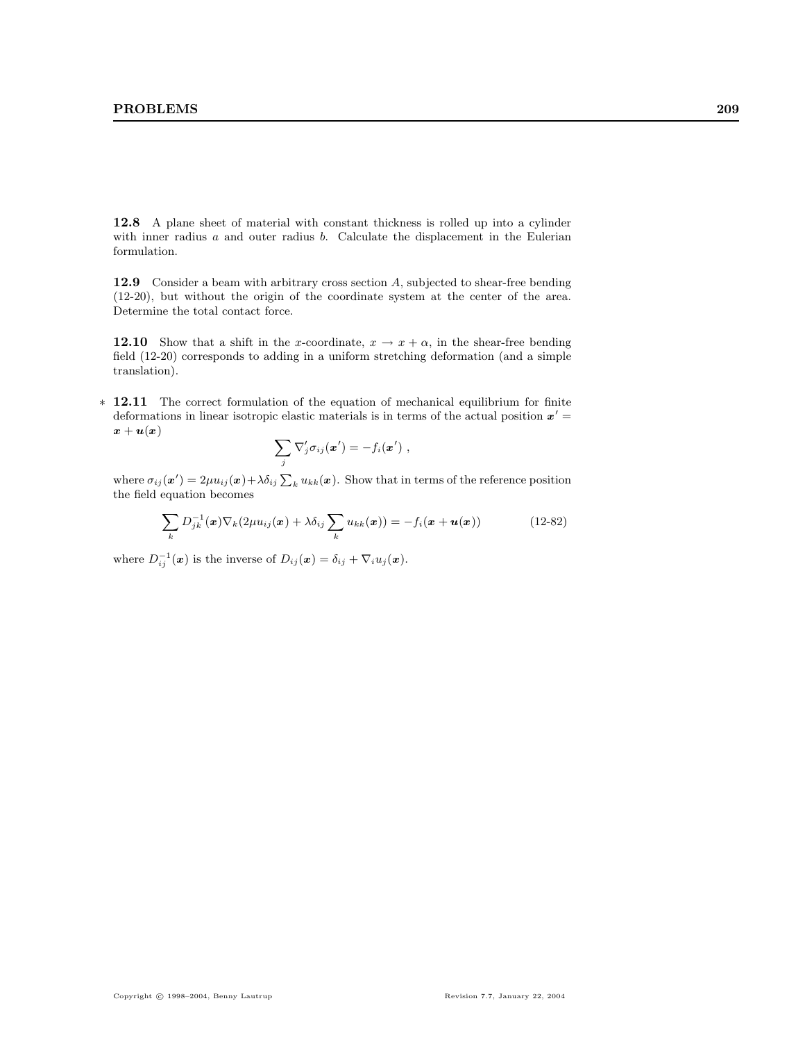**12.8** A plane sheet of material with constant thickness is rolled up into a cylinder with inner radius $a$ and outer radius $b$. Calculate the displacement in the Eulerian formulation.

**12.9** Consider a beam with arbitrary cross section $A$, subjected to shear-free bending (12-20), but without the origin of the coordinate system at the center of the area. Determine the total contact force.

**12.10** Show that a shift in the $x$-coordinate, $x \to x + \alpha$, in the shear-free bending field (12-20) corresponds to adding in a uniform stretching deformation (and a simple translation).

\* **12.11** The correct formulation of the equation of mechanical equilibrium for finite deformations in linear isotropic elastic materials is in terms of the actual position $\boldsymbol{x}' = \boldsymbol{x} + \boldsymbol{u}(\boldsymbol{x})$

$$\sum_j \nabla'_j \sigma_{ij}(\boldsymbol{x}') = -f_i(\boldsymbol{x}') ,$$

where $\sigma_{ij}(\boldsymbol{x}') = 2\mu u_{ij}(\boldsymbol{x}) + \lambda \delta_{ij} \sum_k u_{kk}(\boldsymbol{x})$. Show that in terms of the reference position the field equation becomes

$$\sum_k D^{-1}_{jk}(\boldsymbol{x}) \nabla_k (2\mu u_{ij}(\boldsymbol{x}) + \lambda \delta_{ij} \sum_k u_{kk}(\boldsymbol{x})) = -f_i(\boldsymbol{x} + \boldsymbol{u}(\boldsymbol{x})) \qquad (12\text{-}82)$$

where $D^{-1}_{ij}(\boldsymbol{x})$ is the inverse of $D_{ij}(\boldsymbol{x}) = \delta_{ij} + \nabla_i u_j(\boldsymbol{x})$.